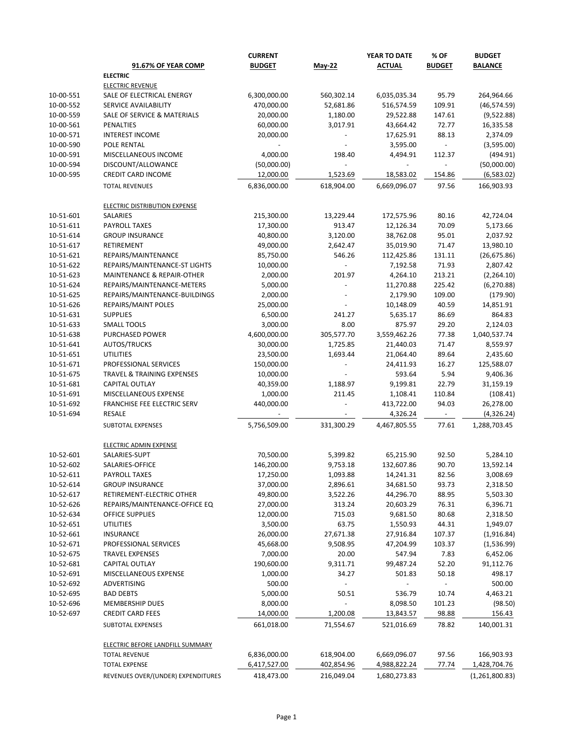| | 91.67% OF YEAR COMP | CURRENT BUDGET | May-22 | YEAR TO DATE ACTUAL | % OF BUDGET | BUDGET BALANCE |
|---|---|---|---|---|---|---|
| | **ELECTRIC** | | | | | |
| | ELECTRIC REVENUE | | | | | |
| 10-00-551 | SALE OF ELECTRICAL ENERGY | 6,300,000.00 | 560,302.14 | 6,035,035.34 | 95.79 | 264,964.66 |
| 10-00-552 | SERVICE AVAILABILITY | 470,000.00 | 52,681.86 | 516,574.59 | 109.91 | (46,574.59) |
| 10-00-559 | SALE OF SERVICE & MATERIALS | 20,000.00 | 1,180.00 | 29,522.88 | 147.61 | (9,522.88) |
| 10-00-561 | PENALTIES | 60,000.00 | 3,017.91 | 43,664.42 | 72.77 | 16,335.58 |
| 10-00-571 | INTEREST INCOME | 20,000.00 | - | 17,625.91 | 88.13 | 2,374.09 |
| 10-00-590 | POLE RENTAL | - | - | 3,595.00 | - | (3,595.00) |
| 10-00-591 | MISCELLANEOUS INCOME | 4,000.00 | 198.40 | 4,494.91 | 112.37 | (494.91) |
| 10-00-594 | DISCOUNT/ALLOWANCE | (50,000.00) | - | - | - | (50,000.00) |
| 10-00-595 | CREDIT CARD INCOME | 12,000.00 | 1,523.69 | 18,583.02 | 154.86 | (6,583.02) |
| | TOTAL REVENUES | 6,836,000.00 | 618,904.00 | 6,669,096.07 | 97.56 | 166,903.93 |
| | ELECTRIC DISTRIBUTION EXPENSE | | | | | |
| 10-51-601 | SALARIES | 215,300.00 | 13,229.44 | 172,575.96 | 80.16 | 42,724.04 |
| 10-51-611 | PAYROLL TAXES | 17,300.00 | 913.47 | 12,126.34 | 70.09 | 5,173.66 |
| 10-51-614 | GROUP INSURANCE | 40,800.00 | 3,120.00 | 38,762.08 | 95.01 | 2,037.92 |
| 10-51-617 | RETIREMENT | 49,000.00 | 2,642.47 | 35,019.90 | 71.47 | 13,980.10 |
| 10-51-621 | REPAIRS/MAINTENANCE | 85,750.00 | 546.26 | 112,425.86 | 131.11 | (26,675.86) |
| 10-51-622 | REPAIRS/MAINTENANCE-ST LIGHTS | 10,000.00 | - | 7,192.58 | 71.93 | 2,807.42 |
| 10-51-623 | MAINTENANCE & REPAIR-OTHER | 2,000.00 | 201.97 | 4,264.10 | 213.21 | (2,264.10) |
| 10-51-624 | REPAIRS/MAINTENANCE-METERS | 5,000.00 | - | 11,270.88 | 225.42 | (6,270.88) |
| 10-51-625 | REPAIRS/MAINTENANCE-BUILDINGS | 2,000.00 | - | 2,179.90 | 109.00 | (179.90) |
| 10-51-626 | REPAIRS/MAINT POLES | 25,000.00 | - | 10,148.09 | 40.59 | 14,851.91 |
| 10-51-631 | SUPPLIES | 6,500.00 | 241.27 | 5,635.17 | 86.69 | 864.83 |
| 10-51-633 | SMALL TOOLS | 3,000.00 | 8.00 | 875.97 | 29.20 | 2,124.03 |
| 10-51-638 | PURCHASED POWER | 4,600,000.00 | 305,577.70 | 3,559,462.26 | 77.38 | 1,040,537.74 |
| 10-51-641 | AUTOS/TRUCKS | 30,000.00 | 1,725.85 | 21,440.03 | 71.47 | 8,559.97 |
| 10-51-651 | UTILITIES | 23,500.00 | 1,693.44 | 21,064.40 | 89.64 | 2,435.60 |
| 10-51-671 | PROFESSIONAL SERVICES | 150,000.00 | - | 24,411.93 | 16.27 | 125,588.07 |
| 10-51-675 | TRAVEL & TRAINING EXPENSES | 10,000.00 | - | 593.64 | 5.94 | 9,406.36 |
| 10-51-681 | CAPITAL OUTLAY | 40,359.00 | 1,188.97 | 9,199.81 | 22.79 | 31,159.19 |
| 10-51-691 | MISCELLANEOUS EXPENSE | 1,000.00 | 211.45 | 1,108.41 | 110.84 | (108.41) |
| 10-51-692 | FRANCHISE FEE ELECTRIC SERV | 440,000.00 | - | 413,722.00 | 94.03 | 26,278.00 |
| 10-51-694 | RESALE | - | - | 4,326.24 | - | (4,326.24) |
| | SUBTOTAL EXPENSES | 5,756,509.00 | 331,300.29 | 4,467,805.55 | 77.61 | 1,288,703.45 |
| | ELECTRIC ADMIN EXPENSE | | | | | |
| 10-52-601 | SALARIES-SUPT | 70,500.00 | 5,399.82 | 65,215.90 | 92.50 | 5,284.10 |
| 10-52-602 | SALARIES-OFFICE | 146,200.00 | 9,753.18 | 132,607.86 | 90.70 | 13,592.14 |
| 10-52-611 | PAYROLL TAXES | 17,250.00 | 1,093.88 | 14,241.31 | 82.56 | 3,008.69 |
| 10-52-614 | GROUP INSURANCE | 37,000.00 | 2,896.61 | 34,681.50 | 93.73 | 2,318.50 |
| 10-52-617 | RETIREMENT-ELECTRIC OTHER | 49,800.00 | 3,522.26 | 44,296.70 | 88.95 | 5,503.30 |
| 10-52-626 | REPAIRS/MAINTENANCE-OFFICE EQ | 27,000.00 | 313.24 | 20,603.29 | 76.31 | 6,396.71 |
| 10-52-634 | OFFICE SUPPLIES | 12,000.00 | 715.03 | 9,681.50 | 80.68 | 2,318.50 |
| 10-52-651 | UTILITIES | 3,500.00 | 63.75 | 1,550.93 | 44.31 | 1,949.07 |
| 10-52-661 | INSURANCE | 26,000.00 | 27,671.38 | 27,916.84 | 107.37 | (1,916.84) |
| 10-52-671 | PROFESSIONAL SERVICES | 45,668.00 | 9,508.95 | 47,204.99 | 103.37 | (1,536.99) |
| 10-52-675 | TRAVEL EXPENSES | 7,000.00 | 20.00 | 547.94 | 7.83 | 6,452.06 |
| 10-52-681 | CAPITAL OUTLAY | 190,600.00 | 9,311.71 | 99,487.24 | 52.20 | 91,112.76 |
| 10-52-691 | MISCELLANEOUS EXPENSE | 1,000.00 | 34.27 | 501.83 | 50.18 | 498.17 |
| 10-52-692 | ADVERTISING | 500.00 | - | - | - | 500.00 |
| 10-52-695 | BAD DEBTS | 5,000.00 | 50.51 | 536.79 | 10.74 | 4,463.21 |
| 10-52-696 | MEMBERSHIP DUES | 8,000.00 | - | 8,098.50 | 101.23 | (98.50) |
| 10-52-697 | CREDIT CARD FEES | 14,000.00 | 1,200.08 | 13,843.57 | 98.88 | 156.43 |
| | SUBTOTAL EXPENSES | 661,018.00 | 71,554.67 | 521,016.69 | 78.82 | 140,001.31 |
| | ELECTRIC BEFORE LANDFILL SUMMARY | | | | | |
| | TOTAL REVENUE | 6,836,000.00 | 618,904.00 | 6,669,096.07 | 97.56 | 166,903.93 |
| | TOTAL EXPENSE | 6,417,527.00 | 402,854.96 | 4,988,822.24 | 77.74 | 1,428,704.76 |
| | REVENUES OVER/(UNDER) EXPENDITURES | 418,473.00 | 216,049.04 | 1,680,273.83 | | (1,261,800.83) |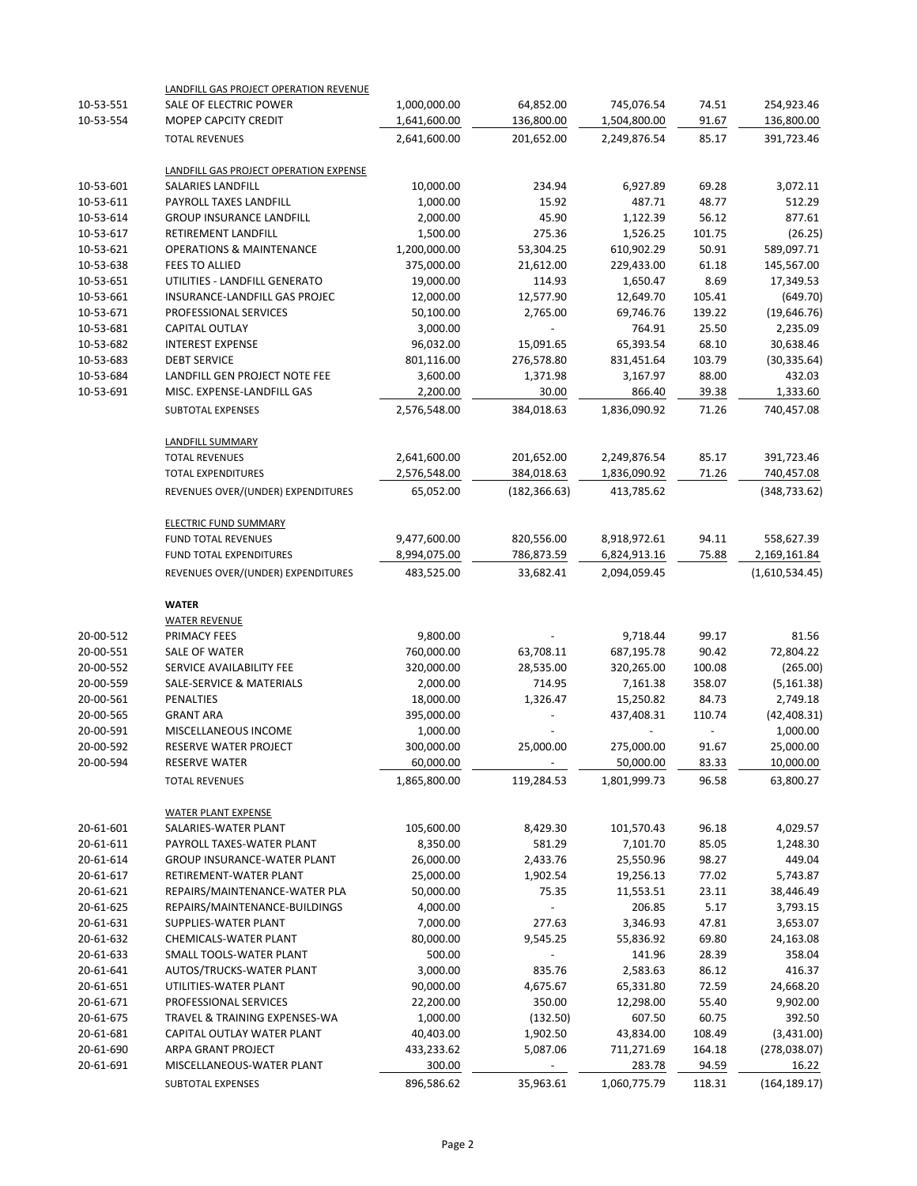| | | | | | | |
|---|---|---|---|---|---|---|
| | LANDFILL GAS PROJECT OPERATION REVENUE | | | | | |
| 10-53-551 | SALE OF ELECTRIC POWER | 1,000,000.00 | 64,852.00 | 745,076.54 | 74.51 | 254,923.46 |
| 10-53-554 | MOPEP CAPCITY CREDIT | 1,641,600.00 | 136,800.00 | 1,504,800.00 | 91.67 | 136,800.00 |
| | TOTAL REVENUES | 2,641,600.00 | 201,652.00 | 2,249,876.54 | 85.17 | 391,723.46 |
| | LANDFILL GAS PROJECT OPERATION EXPENSE | | | | | |
| 10-53-601 | SALARIES LANDFILL | 10,000.00 | 234.94 | 6,927.89 | 69.28 | 3,072.11 |
| 10-53-611 | PAYROLL TAXES LANDFILL | 1,000.00 | 15.92 | 487.71 | 48.77 | 512.29 |
| 10-53-614 | GROUP INSURANCE LANDFILL | 2,000.00 | 45.90 | 1,122.39 | 56.12 | 877.61 |
| 10-53-617 | RETIREMENT LANDFILL | 1,500.00 | 275.36 | 1,526.25 | 101.75 | (26.25) |
| 10-53-621 | OPERATIONS & MAINTENANCE | 1,200,000.00 | 53,304.25 | 610,902.29 | 50.91 | 589,097.71 |
| 10-53-638 | FEES TO ALLIED | 375,000.00 | 21,612.00 | 229,433.00 | 61.18 | 145,567.00 |
| 10-53-651 | UTILITIES - LANDFILL GENERATO | 19,000.00 | 114.93 | 1,650.47 | 8.69 | 17,349.53 |
| 10-53-661 | INSURANCE-LANDFILL GAS PROJEC | 12,000.00 | 12,577.90 | 12,649.70 | 105.41 | (649.70) |
| 10-53-671 | PROFESSIONAL SERVICES | 50,100.00 | 2,765.00 | 69,746.76 | 139.22 | (19,646.76) |
| 10-53-681 | CAPITAL OUTLAY | 3,000.00 | - | 764.91 | 25.50 | 2,235.09 |
| 10-53-682 | INTEREST EXPENSE | 96,032.00 | 15,091.65 | 65,393.54 | 68.10 | 30,638.46 |
| 10-53-683 | DEBT SERVICE | 801,116.00 | 276,578.80 | 831,451.64 | 103.79 | (30,335.64) |
| 10-53-684 | LANDFILL GEN PROJECT NOTE FEE | 3,600.00 | 1,371.98 | 3,167.97 | 88.00 | 432.03 |
| 10-53-691 | MISC. EXPENSE-LANDFILL GAS | 2,200.00 | 30.00 | 866.40 | 39.38 | 1,333.60 |
| | SUBTOTAL EXPENSES | 2,576,548.00 | 384,018.63 | 1,836,090.92 | 71.26 | 740,457.08 |
| | LANDFILL SUMMARY | | | | | |
| | TOTAL REVENUES | 2,641,600.00 | 201,652.00 | 2,249,876.54 | 85.17 | 391,723.46 |
| | TOTAL EXPENDITURES | 2,576,548.00 | 384,018.63 | 1,836,090.92 | 71.26 | 740,457.08 |
| | REVENUES OVER/(UNDER) EXPENDITURES | 65,052.00 | (182,366.63) | 413,785.62 | | (348,733.62) |
| | ELECTRIC FUND SUMMARY | | | | | |
| | FUND TOTAL REVENUES | 9,477,600.00 | 820,556.00 | 8,918,972.61 | 94.11 | 558,627.39 |
| | FUND TOTAL EXPENDITURES | 8,994,075.00 | 786,873.59 | 6,824,913.16 | 75.88 | 2,169,161.84 |
| | REVENUES OVER/(UNDER) EXPENDITURES | 483,525.00 | 33,682.41 | 2,094,059.45 | | (1,610,534.45) |
| | **WATER** | | | | | |
| | WATER REVENUE | | | | | |
| 20-00-512 | PRIMACY FEES | 9,800.00 | - | 9,718.44 | 99.17 | 81.56 |
| 20-00-551 | SALE OF WATER | 760,000.00 | 63,708.11 | 687,195.78 | 90.42 | 72,804.22 |
| 20-00-552 | SERVICE AVAILABILITY FEE | 320,000.00 | 28,535.00 | 320,265.00 | 100.08 | (265.00) |
| 20-00-559 | SALE-SERVICE & MATERIALS | 2,000.00 | 714.95 | 7,161.38 | 358.07 | (5,161.38) |
| 20-00-561 | PENALTIES | 18,000.00 | 1,326.47 | 15,250.82 | 84.73 | 2,749.18 |
| 20-00-565 | GRANT ARA | 395,000.00 | - | 437,408.31 | 110.74 | (42,408.31) |
| 20-00-591 | MISCELLANEOUS INCOME | 1,000.00 | - | - | - | 1,000.00 |
| 20-00-592 | RESERVE WATER PROJECT | 300,000.00 | 25,000.00 | 275,000.00 | 91.67 | 25,000.00 |
| 20-00-594 | RESERVE WATER | 60,000.00 | - | 50,000.00 | 83.33 | 10,000.00 |
| | TOTAL REVENUES | 1,865,800.00 | 119,284.53 | 1,801,999.73 | 96.58 | 63,800.27 |
| | WATER PLANT EXPENSE | | | | | |
| 20-61-601 | SALARIES-WATER PLANT | 105,600.00 | 8,429.30 | 101,570.43 | 96.18 | 4,029.57 |
| 20-61-611 | PAYROLL TAXES-WATER PLANT | 8,350.00 | 581.29 | 7,101.70 | 85.05 | 1,248.30 |
| 20-61-614 | GROUP INSURANCE-WATER PLANT | 26,000.00 | 2,433.76 | 25,550.96 | 98.27 | 449.04 |
| 20-61-617 | RETIREMENT-WATER PLANT | 25,000.00 | 1,902.54 | 19,256.13 | 77.02 | 5,743.87 |
| 20-61-621 | REPAIRS/MAINTENANCE-WATER PLA | 50,000.00 | 75.35 | 11,553.51 | 23.11 | 38,446.49 |
| 20-61-625 | REPAIRS/MAINTENANCE-BUILDINGS | 4,000.00 | - | 206.85 | 5.17 | 3,793.15 |
| 20-61-631 | SUPPLIES-WATER PLANT | 7,000.00 | 277.63 | 3,346.93 | 47.81 | 3,653.07 |
| 20-61-632 | CHEMICALS-WATER PLANT | 80,000.00 | 9,545.25 | 55,836.92 | 69.80 | 24,163.08 |
| 20-61-633 | SMALL TOOLS-WATER PLANT | 500.00 | - | 141.96 | 28.39 | 358.04 |
| 20-61-641 | AUTOS/TRUCKS-WATER PLANT | 3,000.00 | 835.76 | 2,583.63 | 86.12 | 416.37 |
| 20-61-651 | UTILITIES-WATER PLANT | 90,000.00 | 4,675.67 | 65,331.80 | 72.59 | 24,668.20 |
| 20-61-671 | PROFESSIONAL SERVICES | 22,200.00 | 350.00 | 12,298.00 | 55.40 | 9,902.00 |
| 20-61-675 | TRAVEL & TRAINING EXPENSES-WA | 1,000.00 | (132.50) | 607.50 | 60.75 | 392.50 |
| 20-61-681 | CAPITAL OUTLAY WATER PLANT | 40,403.00 | 1,902.50 | 43,834.00 | 108.49 | (3,431.00) |
| 20-61-690 | ARPA GRANT PROJECT | 433,233.62 | 5,087.06 | 711,271.69 | 164.18 | (278,038.07) |
| 20-61-691 | MISCELLANEOUS-WATER PLANT | 300.00 | - | 283.78 | 94.59 | 16.22 |
| | SUBTOTAL EXPENSES | 896,586.62 | 35,963.61 | 1,060,775.79 | 118.31 | (164,189.17) |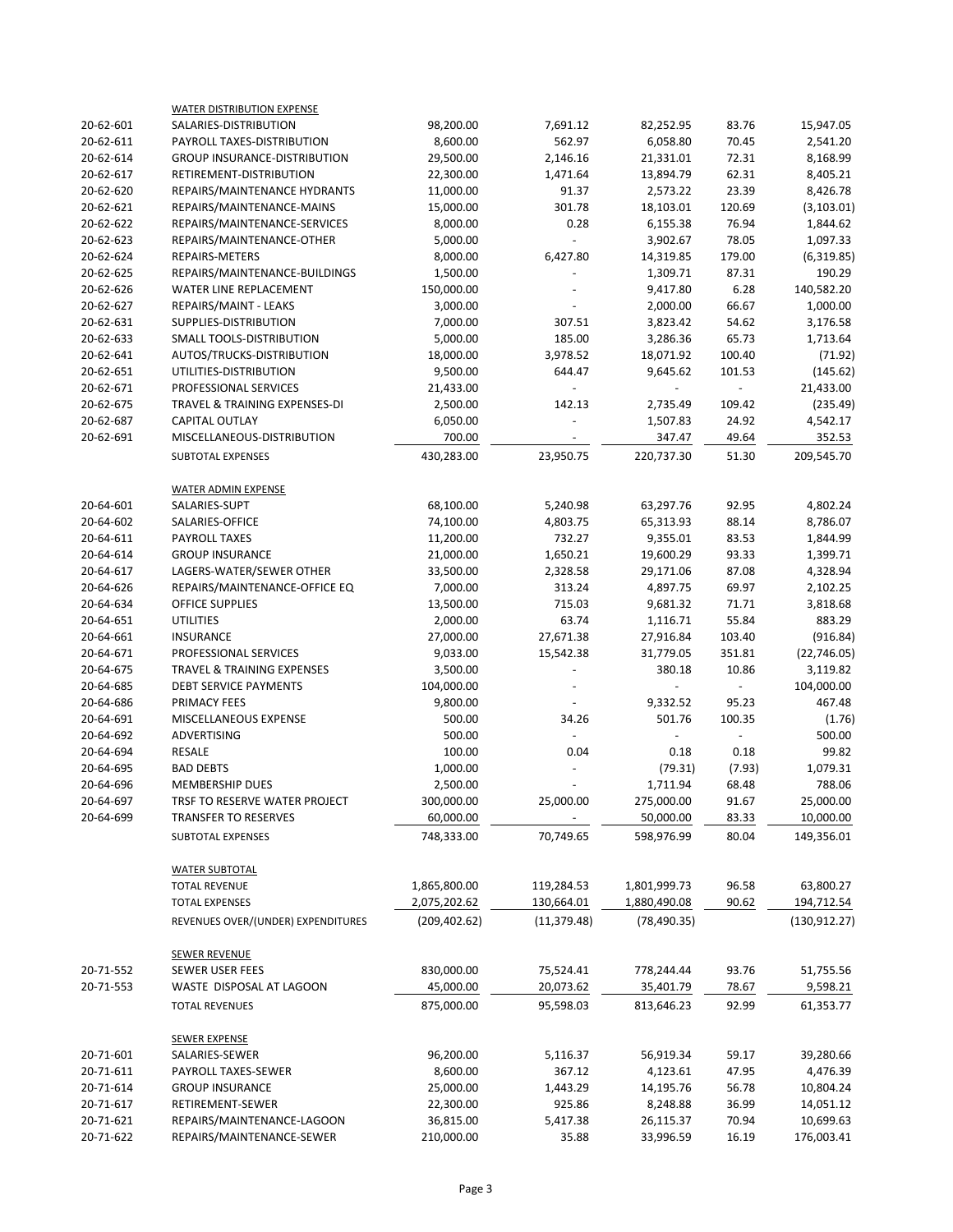| | | | | | | |
|---|---|---|---|---|---|---|
| | WATER DISTRIBUTION EXPENSE | | | | | |
| 20-62-601 | SALARIES-DISTRIBUTION | 98,200.00 | 7,691.12 | 82,252.95 | 83.76 | 15,947.05 |
| 20-62-611 | PAYROLL TAXES-DISTRIBUTION | 8,600.00 | 562.97 | 6,058.80 | 70.45 | 2,541.20 |
| 20-62-614 | GROUP INSURANCE-DISTRIBUTION | 29,500.00 | 2,146.16 | 21,331.01 | 72.31 | 8,168.99 |
| 20-62-617 | RETIREMENT-DISTRIBUTION | 22,300.00 | 1,471.64 | 13,894.79 | 62.31 | 8,405.21 |
| 20-62-620 | REPAIRS/MAINTENANCE HYDRANTS | 11,000.00 | 91.37 | 2,573.22 | 23.39 | 8,426.78 |
| 20-62-621 | REPAIRS/MAINTENANCE-MAINS | 15,000.00 | 301.78 | 18,103.01 | 120.69 | (3,103.01) |
| 20-62-622 | REPAIRS/MAINTENANCE-SERVICES | 8,000.00 | 0.28 | 6,155.38 | 76.94 | 1,844.62 |
| 20-62-623 | REPAIRS/MAINTENANCE-OTHER | 5,000.00 | - | 3,902.67 | 78.05 | 1,097.33 |
| 20-62-624 | REPAIRS-METERS | 8,000.00 | 6,427.80 | 14,319.85 | 179.00 | (6,319.85) |
| 20-62-625 | REPAIRS/MAINTENANCE-BUILDINGS | 1,500.00 | - | 1,309.71 | 87.31 | 190.29 |
| 20-62-626 | WATER LINE REPLACEMENT | 150,000.00 | - | 9,417.80 | 6.28 | 140,582.20 |
| 20-62-627 | REPAIRS/MAINT - LEAKS | 3,000.00 | - | 2,000.00 | 66.67 | 1,000.00 |
| 20-62-631 | SUPPLIES-DISTRIBUTION | 7,000.00 | 307.51 | 3,823.42 | 54.62 | 3,176.58 |
| 20-62-633 | SMALL TOOLS-DISTRIBUTION | 5,000.00 | 185.00 | 3,286.36 | 65.73 | 1,713.64 |
| 20-62-641 | AUTOS/TRUCKS-DISTRIBUTION | 18,000.00 | 3,978.52 | 18,071.92 | 100.40 | (71.92) |
| 20-62-651 | UTILITIES-DISTRIBUTION | 9,500.00 | 644.47 | 9,645.62 | 101.53 | (145.62) |
| 20-62-671 | PROFESSIONAL SERVICES | 21,433.00 | - | - | - | 21,433.00 |
| 20-62-675 | TRAVEL & TRAINING EXPENSES-DI | 2,500.00 | 142.13 | 2,735.49 | 109.42 | (235.49) |
| 20-62-687 | CAPITAL OUTLAY | 6,050.00 | - | 1,507.83 | 24.92 | 4,542.17 |
| 20-62-691 | MISCELLANEOUS-DISTRIBUTION | 700.00 | - | 347.47 | 49.64 | 352.53 |
| | SUBTOTAL EXPENSES | 430,283.00 | 23,950.75 | 220,737.30 | 51.30 | 209,545.70 |
| | WATER ADMIN EXPENSE | | | | | |
| 20-64-601 | SALARIES-SUPT | 68,100.00 | 5,240.98 | 63,297.76 | 92.95 | 4,802.24 |
| 20-64-602 | SALARIES-OFFICE | 74,100.00 | 4,803.75 | 65,313.93 | 88.14 | 8,786.07 |
| 20-64-611 | PAYROLL TAXES | 11,200.00 | 732.27 | 9,355.01 | 83.53 | 1,844.99 |
| 20-64-614 | GROUP INSURANCE | 21,000.00 | 1,650.21 | 19,600.29 | 93.33 | 1,399.71 |
| 20-64-617 | LAGERS-WATER/SEWER OTHER | 33,500.00 | 2,328.58 | 29,171.06 | 87.08 | 4,328.94 |
| 20-64-626 | REPAIRS/MAINTENANCE-OFFICE EQ | 7,000.00 | 313.24 | 4,897.75 | 69.97 | 2,102.25 |
| 20-64-634 | OFFICE SUPPLIES | 13,500.00 | 715.03 | 9,681.32 | 71.71 | 3,818.68 |
| 20-64-651 | UTILITIES | 2,000.00 | 63.74 | 1,116.71 | 55.84 | 883.29 |
| 20-64-661 | INSURANCE | 27,000.00 | 27,671.38 | 27,916.84 | 103.40 | (916.84) |
| 20-64-671 | PROFESSIONAL SERVICES | 9,033.00 | 15,542.38 | 31,779.05 | 351.81 | (22,746.05) |
| 20-64-675 | TRAVEL & TRAINING EXPENSES | 3,500.00 | - | 380.18 | 10.86 | 3,119.82 |
| 20-64-685 | DEBT SERVICE PAYMENTS | 104,000.00 | - | - | - | 104,000.00 |
| 20-64-686 | PRIMACY FEES | 9,800.00 | - | 9,332.52 | 95.23 | 467.48 |
| 20-64-691 | MISCELLANEOUS EXPENSE | 500.00 | 34.26 | 501.76 | 100.35 | (1.76) |
| 20-64-692 | ADVERTISING | 500.00 | - | - | - | 500.00 |
| 20-64-694 | RESALE | 100.00 | 0.04 | 0.18 | 0.18 | 99.82 |
| 20-64-695 | BAD DEBTS | 1,000.00 | - | (79.31) | (7.93) | 1,079.31 |
| 20-64-696 | MEMBERSHIP DUES | 2,500.00 | - | 1,711.94 | 68.48 | 788.06 |
| 20-64-697 | TRSF TO RESERVE WATER PROJECT | 300,000.00 | 25,000.00 | 275,000.00 | 91.67 | 25,000.00 |
| 20-64-699 | TRANSFER TO RESERVES | 60,000.00 | - | 50,000.00 | 83.33 | 10,000.00 |
| | SUBTOTAL EXPENSES | 748,333.00 | 70,749.65 | 598,976.99 | 80.04 | 149,356.01 |
| | WATER SUBTOTAL | | | | | |
| | TOTAL REVENUE | 1,865,800.00 | 119,284.53 | 1,801,999.73 | 96.58 | 63,800.27 |
| | TOTAL EXPENSES | 2,075,202.62 | 130,664.01 | 1,880,490.08 | 90.62 | 194,712.54 |
| | REVENUES OVER/(UNDER) EXPENDITURES | (209,402.62) | (11,379.48) | (78,490.35) | | (130,912.27) |
| | SEWER REVENUE | | | | | |
| 20-71-552 | SEWER USER FEES | 830,000.00 | 75,524.41 | 778,244.44 | 93.76 | 51,755.56 |
| 20-71-553 | WASTE DISPOSAL AT LAGOON | 45,000.00 | 20,073.62 | 35,401.79 | 78.67 | 9,598.21 |
| | TOTAL REVENUES | 875,000.00 | 95,598.03 | 813,646.23 | 92.99 | 61,353.77 |
| | SEWER EXPENSE | | | | | |
| 20-71-601 | SALARIES-SEWER | 96,200.00 | 5,116.37 | 56,919.34 | 59.17 | 39,280.66 |
| 20-71-611 | PAYROLL TAXES-SEWER | 8,600.00 | 367.12 | 4,123.61 | 47.95 | 4,476.39 |
| 20-71-614 | GROUP INSURANCE | 25,000.00 | 1,443.29 | 14,195.76 | 56.78 | 10,804.24 |
| 20-71-617 | RETIREMENT-SEWER | 22,300.00 | 925.86 | 8,248.88 | 36.99 | 14,051.12 |
| 20-71-621 | REPAIRS/MAINTENANCE-LAGOON | 36,815.00 | 5,417.38 | 26,115.37 | 70.94 | 10,699.63 |
| 20-71-622 | REPAIRS/MAINTENANCE-SEWER | 210,000.00 | 35.88 | 33,996.59 | 16.19 | 176,003.41 |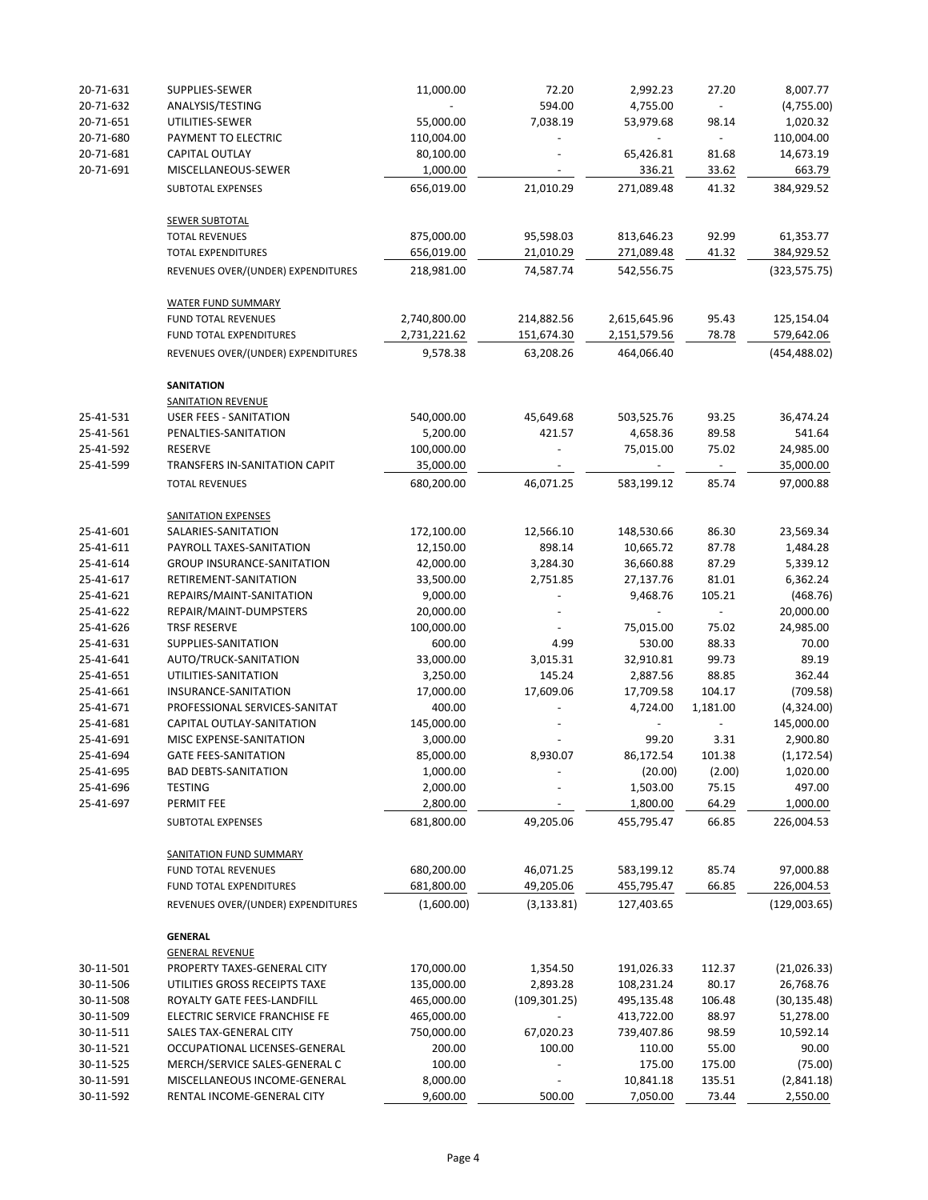| Account | Description | Budget | Current Month | Year to Date | % | Remaining |
|---|---|---|---|---|---|---|
| 20-71-631 | SUPPLIES-SEWER | 11,000.00 | 72.20 | 2,992.23 | 27.20 | 8,007.77 |
| 20-71-632 | ANALYSIS/TESTING | - | 594.00 | 4,755.00 | - | (4,755.00) |
| 20-71-651 | UTILITIES-SEWER | 55,000.00 | 7,038.19 | 53,979.68 | 98.14 | 1,020.32 |
| 20-71-680 | PAYMENT TO ELECTRIC | 110,004.00 | - | - | - | 110,004.00 |
| 20-71-681 | CAPITAL OUTLAY | 80,100.00 | - | 65,426.81 | 81.68 | 14,673.19 |
| 20-71-691 | MISCELLANEOUS-SEWER | 1,000.00 | - | 336.21 | 33.62 | 663.79 |
| | SUBTOTAL EXPENSES | 656,019.00 | 21,010.29 | 271,089.48 | 41.32 | 384,929.52 |
| | | | | | | |
| | SEWER SUBTOTAL | | | | | |
| | TOTAL REVENUES | 875,000.00 | 95,598.03 | 813,646.23 | 92.99 | 61,353.77 |
| | TOTAL EXPENDITURES | 656,019.00 | 21,010.29 | 271,089.48 | 41.32 | 384,929.52 |
| | REVENUES OVER/(UNDER) EXPENDITURES | 218,981.00 | 74,587.74 | 542,556.75 | | (323,575.75) |
| | | | | | | |
| | WATER FUND SUMMARY | | | | | |
| | FUND TOTAL REVENUES | 2,740,800.00 | 214,882.56 | 2,615,645.96 | 95.43 | 125,154.04 |
| | FUND TOTAL EXPENDITURES | 2,731,221.62 | 151,674.30 | 2,151,579.56 | 78.78 | 579,642.06 |
| | REVENUES OVER/(UNDER) EXPENDITURES | 9,578.38 | 63,208.26 | 464,066.40 | | (454,488.02) |
| | | | | | | |
| | **SANITATION** | | | | | |
| | SANITATION REVENUE | | | | | |
| 25-41-531 | USER FEES - SANITATION | 540,000.00 | 45,649.68 | 503,525.76 | 93.25 | 36,474.24 |
| 25-41-561 | PENALTIES-SANITATION | 5,200.00 | 421.57 | 4,658.36 | 89.58 | 541.64 |
| 25-41-592 | RESERVE | 100,000.00 | - | 75,015.00 | 75.02 | 24,985.00 |
| 25-41-599 | TRANSFERS IN-SANITATION CAPIT | 35,000.00 | - | - | - | 35,000.00 |
| | TOTAL REVENUES | 680,200.00 | 46,071.25 | 583,199.12 | 85.74 | 97,000.88 |
| | | | | | | |
| | SANITATION EXPENSES | | | | | |
| 25-41-601 | SALARIES-SANITATION | 172,100.00 | 12,566.10 | 148,530.66 | 86.30 | 23,569.34 |
| 25-41-611 | PAYROLL TAXES-SANITATION | 12,150.00 | 898.14 | 10,665.72 | 87.78 | 1,484.28 |
| 25-41-614 | GROUP INSURANCE-SANITATION | 42,000.00 | 3,284.30 | 36,660.88 | 87.29 | 5,339.12 |
| 25-41-617 | RETIREMENT-SANITATION | 33,500.00 | 2,751.85 | 27,137.76 | 81.01 | 6,362.24 |
| 25-41-621 | REPAIRS/MAINT-SANITATION | 9,000.00 | - | 9,468.76 | 105.21 | (468.76) |
| 25-41-622 | REPAIR/MAINT-DUMPSTERS | 20,000.00 | - | - | - | 20,000.00 |
| 25-41-626 | TRSF RESERVE | 100,000.00 | - | 75,015.00 | 75.02 | 24,985.00 |
| 25-41-631 | SUPPLIES-SANITATION | 600.00 | 4.99 | 530.00 | 88.33 | 70.00 |
| 25-41-641 | AUTO/TRUCK-SANITATION | 33,000.00 | 3,015.31 | 32,910.81 | 99.73 | 89.19 |
| 25-41-651 | UTILITIES-SANITATION | 3,250.00 | 145.24 | 2,887.56 | 88.85 | 362.44 |
| 25-41-661 | INSURANCE-SANITATION | 17,000.00 | 17,609.06 | 17,709.58 | 104.17 | (709.58) |
| 25-41-671 | PROFESSIONAL SERVICES-SANITAT | 400.00 | - | 4,724.00 | 1,181.00 | (4,324.00) |
| 25-41-681 | CAPITAL OUTLAY-SANITATION | 145,000.00 | - | - | - | 145,000.00 |
| 25-41-691 | MISC EXPENSE-SANITATION | 3,000.00 | - | 99.20 | 3.31 | 2,900.80 |
| 25-41-694 | GATE FEES-SANITATION | 85,000.00 | 8,930.07 | 86,172.54 | 101.38 | (1,172.54) |
| 25-41-695 | BAD DEBTS-SANITATION | 1,000.00 | - | (20.00) | (2.00) | 1,020.00 |
| 25-41-696 | TESTING | 2,000.00 | - | 1,503.00 | 75.15 | 497.00 |
| 25-41-697 | PERMIT FEE | 2,800.00 | - | 1,800.00 | 64.29 | 1,000.00 |
| | SUBTOTAL EXPENSES | 681,800.00 | 49,205.06 | 455,795.47 | 66.85 | 226,004.53 |
| | | | | | | |
| | SANITATION FUND SUMMARY | | | | | |
| | FUND TOTAL REVENUES | 680,200.00 | 46,071.25 | 583,199.12 | 85.74 | 97,000.88 |
| | FUND TOTAL EXPENDITURES | 681,800.00 | 49,205.06 | 455,795.47 | 66.85 | 226,004.53 |
| | REVENUES OVER/(UNDER) EXPENDITURES | (1,600.00) | (3,133.81) | 127,403.65 | | (129,003.65) |
| | | | | | | |
| | **GENERAL** | | | | | |
| | GENERAL REVENUE | | | | | |
| 30-11-501 | PROPERTY TAXES-GENERAL CITY | 170,000.00 | 1,354.50 | 191,026.33 | 112.37 | (21,026.33) |
| 30-11-506 | UTILITIES GROSS RECEIPTS TAXE | 135,000.00 | 2,893.28 | 108,231.24 | 80.17 | 26,768.76 |
| 30-11-508 | ROYALTY GATE FEES-LANDFILL | 465,000.00 | (109,301.25) | 495,135.48 | 106.48 | (30,135.48) |
| 30-11-509 | ELECTRIC SERVICE FRANCHISE FE | 465,000.00 | - | 413,722.00 | 88.97 | 51,278.00 |
| 30-11-511 | SALES TAX-GENERAL CITY | 750,000.00 | 67,020.23 | 739,407.86 | 98.59 | 10,592.14 |
| 30-11-521 | OCCUPATIONAL LICENSES-GENERAL | 200.00 | 100.00 | 110.00 | 55.00 | 90.00 |
| 30-11-525 | MERCH/SERVICE SALES-GENERAL C | 100.00 | - | 175.00 | 175.00 | (75.00) |
| 30-11-591 | MISCELLANEOUS INCOME-GENERAL | 8,000.00 | - | 10,841.18 | 135.51 | (2,841.18) |
| 30-11-592 | RENTAL INCOME-GENERAL CITY | 9,600.00 | 500.00 | 7,050.00 | 73.44 | 2,550.00 |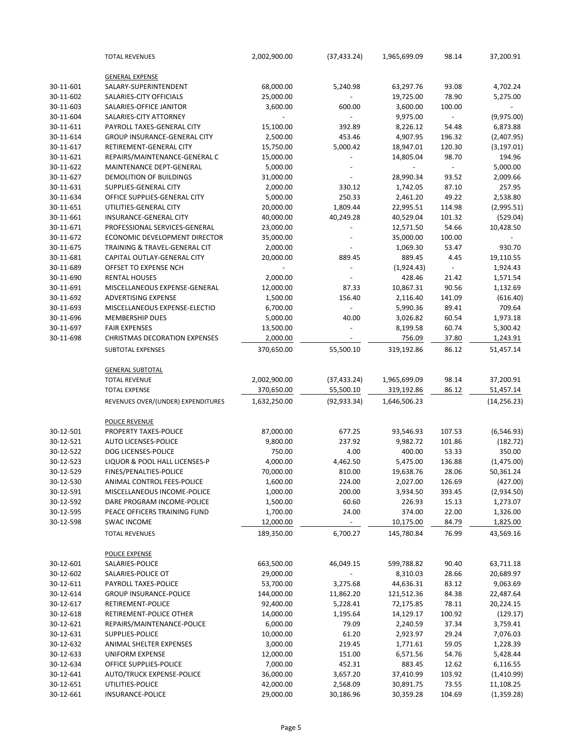| | | | | | | |
|---|---|---|---|---|---|---|
| | TOTAL REVENUES | 2,002,900.00 | (37,433.24) | 1,965,699.09 | 98.14 | 37,200.91 |
| | GENERAL EXPENSE | | | | | |
| 30-11-601 | SALARY-SUPERINTENDENT | 68,000.00 | 5,240.98 | 63,297.76 | 93.08 | 4,702.24 |
| 30-11-602 | SALARIES-CITY OFFICIALS | 25,000.00 | - | 19,725.00 | 78.90 | 5,275.00 |
| 30-11-603 | SALARIES-OFFICE JANITOR | 3,600.00 | 600.00 | 3,600.00 | 100.00 | - |
| 30-11-604 | SALARIES-CITY ATTORNEY | - | - | 9,975.00 | - | (9,975.00) |
| 30-11-611 | PAYROLL TAXES-GENERAL CITY | 15,100.00 | 392.89 | 8,226.12 | 54.48 | 6,873.88 |
| 30-11-614 | GROUP INSURANCE-GENERAL CITY | 2,500.00 | 453.46 | 4,907.95 | 196.32 | (2,407.95) |
| 30-11-617 | RETIREMENT-GENERAL CITY | 15,750.00 | 5,000.42 | 18,947.01 | 120.30 | (3,197.01) |
| 30-11-621 | REPAIRS/MAINTENANCE-GENERAL C | 15,000.00 | - | 14,805.04 | 98.70 | 194.96 |
| 30-11-622 | MAINTENANCE DEPT-GENERAL | 5,000.00 | - | - | - | 5,000.00 |
| 30-11-627 | DEMOLITION OF BUILDINGS | 31,000.00 | - | 28,990.34 | 93.52 | 2,009.66 |
| 30-11-631 | SUPPLIES-GENERAL CITY | 2,000.00 | 330.12 | 1,742.05 | 87.10 | 257.95 |
| 30-11-634 | OFFICE SUPPLIES-GENERAL CITY | 5,000.00 | 250.33 | 2,461.20 | 49.22 | 2,538.80 |
| 30-11-651 | UTILITIES-GENERAL CITY | 20,000.00 | 1,809.44 | 22,995.51 | 114.98 | (2,995.51) |
| 30-11-661 | INSURANCE-GENERAL CITY | 40,000.00 | 40,249.28 | 40,529.04 | 101.32 | (529.04) |
| 30-11-671 | PROFESSIONAL SERVICES-GENERAL | 23,000.00 | - | 12,571.50 | 54.66 | 10,428.50 |
| 30-11-672 | ECONOMIC DEVELOPMENT DIRECTOR | 35,000.00 | - | 35,000.00 | 100.00 | - |
| 30-11-675 | TRAINING & TRAVEL-GENERAL CIT | 2,000.00 | - | 1,069.30 | 53.47 | 930.70 |
| 30-11-681 | CAPITAL OUTLAY-GENERAL CITY | 20,000.00 | 889.45 | 889.45 | 4.45 | 19,110.55 |
| 30-11-689 | OFFSET TO EXPENSE NCH | - | - | (1,924.43) | - | 1,924.43 |
| 30-11-690 | RENTAL HOUSES | 2,000.00 | - | 428.46 | 21.42 | 1,571.54 |
| 30-11-691 | MISCELLANEOUS EXPENSE-GENERAL | 12,000.00 | 87.33 | 10,867.31 | 90.56 | 1,132.69 |
| 30-11-692 | ADVERTISING EXPENSE | 1,500.00 | 156.40 | 2,116.40 | 141.09 | (616.40) |
| 30-11-693 | MISCELLANEOUS EXPENSE-ELECTIO | 6,700.00 | - | 5,990.36 | 89.41 | 709.64 |
| 30-11-696 | MEMBERSHIP DUES | 5,000.00 | 40.00 | 3,026.82 | 60.54 | 1,973.18 |
| 30-11-697 | FAIR EXPENSES | 13,500.00 | - | 8,199.58 | 60.74 | 5,300.42 |
| 30-11-698 | CHRISTMAS DECORATION EXPENSES | 2,000.00 | - | 756.09 | 37.80 | 1,243.91 |
| | SUBTOTAL EXPENSES | 370,650.00 | 55,500.10 | 319,192.86 | 86.12 | 51,457.14 |
| | GENERAL SUBTOTAL | | | | | |
| | TOTAL REVENUE | 2,002,900.00 | (37,433.24) | 1,965,699.09 | 98.14 | 37,200.91 |
| | TOTAL EXPENSE | 370,650.00 | 55,500.10 | 319,192.86 | 86.12 | 51,457.14 |
| | REVENUES OVER/(UNDER) EXPENDITURES | 1,632,250.00 | (92,933.34) | 1,646,506.23 | | (14,256.23) |
| | POLICE REVENUE | | | | | |
| 30-12-501 | PROPERTY TAXES-POLICE | 87,000.00 | 677.25 | 93,546.93 | 107.53 | (6,546.93) |
| 30-12-521 | AUTO LICENSES-POLICE | 9,800.00 | 237.92 | 9,982.72 | 101.86 | (182.72) |
| 30-12-522 | DOG LICENSES-POLICE | 750.00 | 4.00 | 400.00 | 53.33 | 350.00 |
| 30-12-523 | LIQUOR & POOL HALL LICENSES-P | 4,000.00 | 4,462.50 | 5,475.00 | 136.88 | (1,475.00) |
| 30-12-529 | FINES/PENALTIES-POLICE | 70,000.00 | 810.00 | 19,638.76 | 28.06 | 50,361.24 |
| 30-12-530 | ANIMAL CONTROL FEES-POLICE | 1,600.00 | 224.00 | 2,027.00 | 126.69 | (427.00) |
| 30-12-591 | MISCELLANEOUS INCOME-POLICE | 1,000.00 | 200.00 | 3,934.50 | 393.45 | (2,934.50) |
| 30-12-592 | DARE PROGRAM INCOME-POLICE | 1,500.00 | 60.60 | 226.93 | 15.13 | 1,273.07 |
| 30-12-595 | PEACE OFFICERS TRAINING FUND | 1,700.00 | 24.00 | 374.00 | 22.00 | 1,326.00 |
| 30-12-598 | SWAC INCOME | 12,000.00 | - | 10,175.00 | 84.79 | 1,825.00 |
| | TOTAL REVENUES | 189,350.00 | 6,700.27 | 145,780.84 | 76.99 | 43,569.16 |
| | POLICE EXPENSE | | | | | |
| 30-12-601 | SALARIES-POLICE | 663,500.00 | 46,049.15 | 599,788.82 | 90.40 | 63,711.18 |
| 30-12-602 | SALARIES-POLICE OT | 29,000.00 | - | 8,310.03 | 28.66 | 20,689.97 |
| 30-12-611 | PAYROLL TAXES-POLICE | 53,700.00 | 3,275.68 | 44,636.31 | 83.12 | 9,063.69 |
| 30-12-614 | GROUP INSURANCE-POLICE | 144,000.00 | 11,862.20 | 121,512.36 | 84.38 | 22,487.64 |
| 30-12-617 | RETIREMENT-POLICE | 92,400.00 | 5,228.41 | 72,175.85 | 78.11 | 20,224.15 |
| 30-12-618 | RETIREMENT-POLICE OTHER | 14,000.00 | 1,195.64 | 14,129.17 | 100.92 | (129.17) |
| 30-12-621 | REPAIRS/MAINTENANCE-POLICE | 6,000.00 | 79.09 | 2,240.59 | 37.34 | 3,759.41 |
| 30-12-631 | SUPPLIES-POLICE | 10,000.00 | 61.20 | 2,923.97 | 29.24 | 7,076.03 |
| 30-12-632 | ANIMAL SHELTER EXPENSES | 3,000.00 | 219.45 | 1,771.61 | 59.05 | 1,228.39 |
| 30-12-633 | UNIFORM EXPENSE | 12,000.00 | 151.00 | 6,571.56 | 54.76 | 5,428.44 |
| 30-12-634 | OFFICE SUPPLIES-POLICE | 7,000.00 | 452.31 | 883.45 | 12.62 | 6,116.55 |
| 30-12-641 | AUTO/TRUCK EXPENSE-POLICE | 36,000.00 | 3,657.20 | 37,410.99 | 103.92 | (1,410.99) |
| 30-12-651 | UTILITIES-POLICE | 42,000.00 | 2,568.09 | 30,891.75 | 73.55 | 11,108.25 |
| 30-12-661 | INSURANCE-POLICE | 29,000.00 | 30,186.96 | 30,359.28 | 104.69 | (1,359.28) |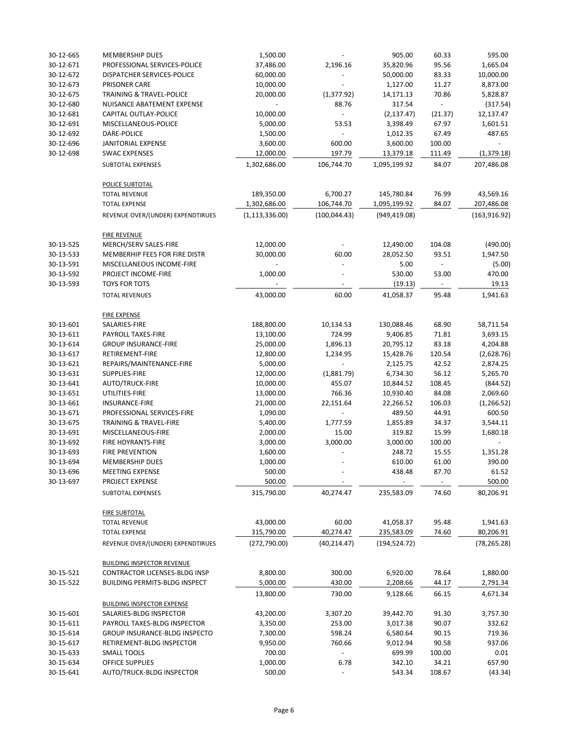| Account | Description | Budget | Current Month | YTD | % | Remaining |
|---|---|---|---|---|---|---|
| 30-12-665 | MEMBERSHIP DUES | 1,500.00 | - | 905.00 | 60.33 | 595.00 |
| 30-12-671 | PROFESSIONAL SERVICES-POLICE | 37,486.00 | 2,196.16 | 35,820.96 | 95.56 | 1,665.04 |
| 30-12-672 | DISPATCHER SERVICES-POLICE | 60,000.00 | - | 50,000.00 | 83.33 | 10,000.00 |
| 30-12-673 | PRISONER CARE | 10,000.00 | - | 1,127.00 | 11.27 | 8,873.00 |
| 30-12-675 | TRAINING & TRAVEL-POLICE | 20,000.00 | (1,377.92) | 14,171.13 | 70.86 | 5,828.87 |
| 30-12-680 | NUISANCE ABATEMENT EXPENSE | - | 88.76 | 317.54 | - | (317.54) |
| 30-12-681 | CAPITAL OUTLAY-POLICE | 10,000.00 | - | (2,137.47) | (21.37) | 12,137.47 |
| 30-12-691 | MISCELLANEOUS-POLICE | 5,000.00 | 53.53 | 3,398.49 | 67.97 | 1,601.51 |
| 30-12-692 | DARE-POLICE | 1,500.00 | - | 1,012.35 | 67.49 | 487.65 |
| 30-12-696 | JANITORIAL EXPENSE | 3,600.00 | 600.00 | 3,600.00 | 100.00 | - |
| 30-12-698 | SWAC EXPENSES | 12,000.00 | 197.79 | 13,379.18 | 111.49 | (1,379.18) |
| | SUBTOTAL EXPENSES | 1,302,686.00 | 106,744.70 | 1,095,199.92 | 84.07 | 207,486.08 |
| | POLICE SUBTOTAL | | | | | |
| | TOTAL REVENUE | 189,350.00 | 6,700.27 | 145,780.84 | 76.99 | 43,569.16 |
| | TOTAL EXPENSE | 1,302,686.00 | 106,744.70 | 1,095,199.92 | 84.07 | 207,486.08 |
| | REVENUE OVER/(UNDER) EXPENDTIRUES | (1,113,336.00) | (100,044.43) | (949,419.08) | | (163,916.92) |
| | FIRE REVENUE | | | | | |
| 30-13-525 | MERCH/SERV SALES-FIRE | 12,000.00 | - | 12,490.00 | 104.08 | (490.00) |
| 30-13-533 | MEMBERHIP FEES FOR FIRE DISTR | 30,000.00 | 60.00 | 28,052.50 | 93.51 | 1,947.50 |
| 30-13-591 | MISCELLANEOUS INCOME-FIRE | - | - | 5.00 | - | (5.00) |
| 30-13-592 | PROJECT INCOME-FIRE | 1,000.00 | - | 530.00 | 53.00 | 470.00 |
| 30-13-593 | TOYS FOR TOTS | - | - | (19.13) | - | 19.13 |
| | TOTAL REVENUES | 43,000.00 | 60.00 | 41,058.37 | 95.48 | 1,941.63 |
| | FIRE EXPENSE | | | | | |
| 30-13-601 | SALARIES-FIRE | 188,800.00 | 10,134.53 | 130,088.46 | 68.90 | 58,711.54 |
| 30-13-611 | PAYROLL TAXES-FIRE | 13,100.00 | 724.99 | 9,406.85 | 71.81 | 3,693.15 |
| 30-13-614 | GROUP INSURANCE-FIRE | 25,000.00 | 1,896.13 | 20,795.12 | 83.18 | 4,204.88 |
| 30-13-617 | RETIREMENT-FIRE | 12,800.00 | 1,234.95 | 15,428.76 | 120.54 | (2,628.76) |
| 30-13-621 | REPAIRS/MAINTENANCE-FIRE | 5,000.00 | - | 2,125.75 | 42.52 | 2,874.25 |
| 30-13-631 | SUPPLIES-FIRE | 12,000.00 | (1,881.79) | 6,734.30 | 56.12 | 5,265.70 |
| 30-13-641 | AUTO/TRUCK-FIRE | 10,000.00 | 455.07 | 10,844.52 | 108.45 | (844.52) |
| 30-13-651 | UTILITIES-FIRE | 13,000.00 | 766.36 | 10,930.40 | 84.08 | 2,069.60 |
| 30-13-661 | INSURANCE-FIRE | 21,000.00 | 22,151.64 | 22,266.52 | 106.03 | (1,266.52) |
| 30-13-671 | PROFESSIONAL SERVICES-FIRE | 1,090.00 | - | 489.50 | 44.91 | 600.50 |
| 30-13-675 | TRAINING & TRAVEL-FIRE | 5,400.00 | 1,777.59 | 1,855.89 | 34.37 | 3,544.11 |
| 30-13-691 | MISCELLANEOUS-FIRE | 2,000.00 | 15.00 | 319.82 | 15.99 | 1,680.18 |
| 30-13-692 | FIRE HDYRANTS-FIRE | 3,000.00 | 3,000.00 | 3,000.00 | 100.00 | - |
| 30-13-693 | FIRE PREVENTION | 1,600.00 | - | 248.72 | 15.55 | 1,351.28 |
| 30-13-694 | MEMBERSHIP DUES | 1,000.00 | - | 610.00 | 61.00 | 390.00 |
| 30-13-696 | MEETING EXPENSE | 500.00 | - | 438.48 | 87.70 | 61.52 |
| 30-13-697 | PROJECT EXPENSE | 500.00 | - | - | - | 500.00 |
| | SUBTOTAL EXPENSES | 315,790.00 | 40,274.47 | 235,583.09 | 74.60 | 80,206.91 |
| | FIRE SUBTOTAL | | | | | |
| | TOTAL REVENUE | 43,000.00 | 60.00 | 41,058.37 | 95.48 | 1,941.63 |
| | TOTAL EXPENSE | 315,790.00 | 40,274.47 | 235,583.09 | 74.60 | 80,206.91 |
| | REVENUE OVER/(UNDER) EXPENDTIRUES | (272,790.00) | (40,214.47) | (194,524.72) | | (78,265.28) |
| | BUILDING INSPECTOR REVENUE | | | | | |
| 30-15-521 | CONTRACTOR LICENSES-BLDG INSP | 8,800.00 | 300.00 | 6,920.00 | 78.64 | 1,880.00 |
| 30-15-522 | BUILDING PERMITS-BLDG INSPECT | 5,000.00 | 430.00 | 2,208.66 | 44.17 | 2,791.34 |
| | | 13,800.00 | 730.00 | 9,128.66 | 66.15 | 4,671.34 |
| | BUILDING INSPECTOR EXPENSE | | | | | |
| 30-15-601 | SALARIES-BLDG INSPECTOR | 43,200.00 | 3,307.20 | 39,442.70 | 91.30 | 3,757.30 |
| 30-15-611 | PAYROLL TAXES-BLDG INSPECTOR | 3,350.00 | 253.00 | 3,017.38 | 90.07 | 332.62 |
| 30-15-614 | GROUP INSURANCE-BLDG INSPECTO | 7,300.00 | 598.24 | 6,580.64 | 90.15 | 719.36 |
| 30-15-617 | RETIREMENT-BLDG INSPECTOR | 9,950.00 | 760.66 | 9,012.94 | 90.58 | 937.06 |
| 30-15-633 | SMALL TOOLS | 700.00 | - | 699.99 | 100.00 | 0.01 |
| 30-15-634 | OFFICE SUPPLIES | 1,000.00 | 6.78 | 342.10 | 34.21 | 657.90 |
| 30-15-641 | AUTO/TRUCK-BLDG INSPECTOR | 500.00 | - | 543.34 | 108.67 | (43.34) |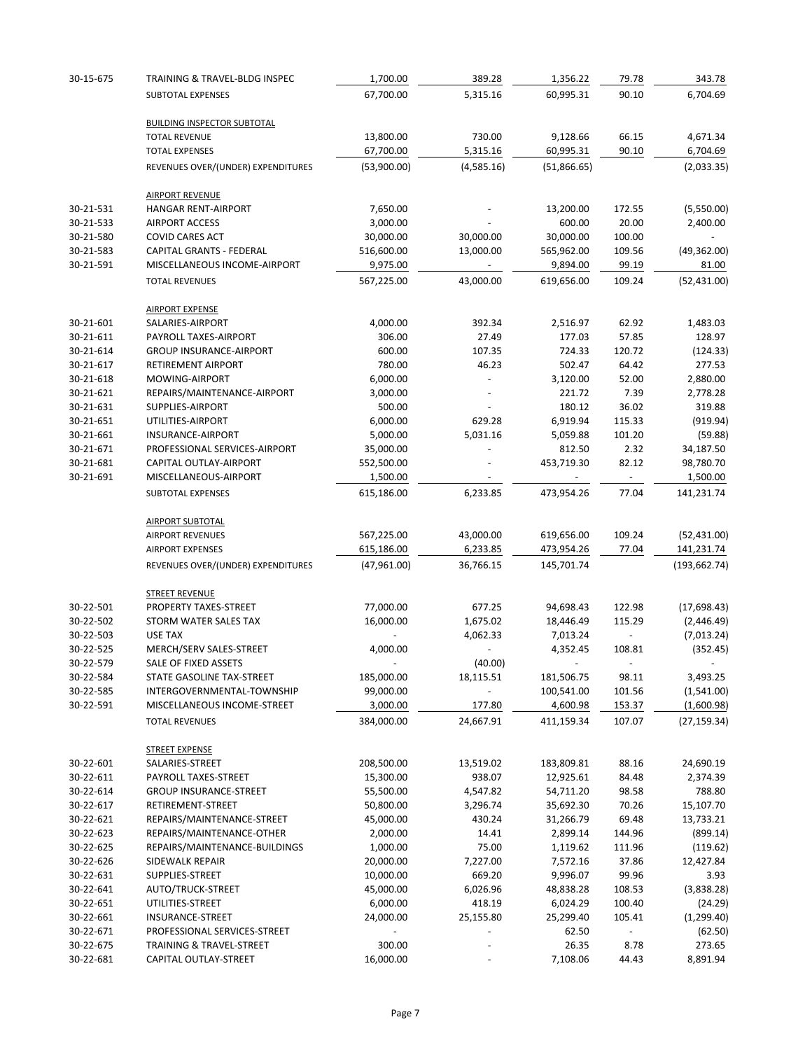| | | | | | | |
|---|---|---|---|---|---|---|
| 30-15-675 | TRAINING & TRAVEL-BLDG INSPEC | 1,700.00 | 389.28 | 1,356.22 | 79.78 | 343.78 |
| | SUBTOTAL EXPENSES | 67,700.00 | 5,315.16 | 60,995.31 | 90.10 | 6,704.69 |
| | | | | | | |
| | BUILDING INSPECTOR SUBTOTAL | | | | | |
| | TOTAL REVENUE | 13,800.00 | 730.00 | 9,128.66 | 66.15 | 4,671.34 |
| | TOTAL EXPENSES | 67,700.00 | 5,315.16 | 60,995.31 | 90.10 | 6,704.69 |
| | REVENUES OVER/(UNDER) EXPENDITURES | (53,900.00) | (4,585.16) | (51,866.65) | | (2,033.35) |
| | | | | | | |
| | AIRPORT REVENUE | | | | | |
| 30-21-531 | HANGAR RENT-AIRPORT | 7,650.00 | - | 13,200.00 | 172.55 | (5,550.00) |
| 30-21-533 | AIRPORT ACCESS | 3,000.00 | - | 600.00 | 20.00 | 2,400.00 |
| 30-21-580 | COVID CARES ACT | 30,000.00 | 30,000.00 | 30,000.00 | 100.00 | - |
| 30-21-583 | CAPITAL GRANTS - FEDERAL | 516,600.00 | 13,000.00 | 565,962.00 | 109.56 | (49,362.00) |
| 30-21-591 | MISCELLANEOUS INCOME-AIRPORT | 9,975.00 | - | 9,894.00 | 99.19 | 81.00 |
| | TOTAL REVENUES | 567,225.00 | 43,000.00 | 619,656.00 | 109.24 | (52,431.00) |
| | | | | | | |
| | AIRPORT EXPENSE | | | | | |
| 30-21-601 | SALARIES-AIRPORT | 4,000.00 | 392.34 | 2,516.97 | 62.92 | 1,483.03 |
| 30-21-611 | PAYROLL TAXES-AIRPORT | 306.00 | 27.49 | 177.03 | 57.85 | 128.97 |
| 30-21-614 | GROUP INSURANCE-AIRPORT | 600.00 | 107.35 | 724.33 | 120.72 | (124.33) |
| 30-21-617 | RETIREMENT AIRPORT | 780.00 | 46.23 | 502.47 | 64.42 | 277.53 |
| 30-21-618 | MOWING-AIRPORT | 6,000.00 | - | 3,120.00 | 52.00 | 2,880.00 |
| 30-21-621 | REPAIRS/MAINTENANCE-AIRPORT | 3,000.00 | - | 221.72 | 7.39 | 2,778.28 |
| 30-21-631 | SUPPLIES-AIRPORT | 500.00 | - | 180.12 | 36.02 | 319.88 |
| 30-21-651 | UTILITIES-AIRPORT | 6,000.00 | 629.28 | 6,919.94 | 115.33 | (919.94) |
| 30-21-661 | INSURANCE-AIRPORT | 5,000.00 | 5,031.16 | 5,059.88 | 101.20 | (59.88) |
| 30-21-671 | PROFESSIONAL SERVICES-AIRPORT | 35,000.00 | - | 812.50 | 2.32 | 34,187.50 |
| 30-21-681 | CAPITAL OUTLAY-AIRPORT | 552,500.00 | - | 453,719.30 | 82.12 | 98,780.70 |
| 30-21-691 | MISCELLANEOUS-AIRPORT | 1,500.00 | - | - | - | 1,500.00 |
| | SUBTOTAL EXPENSES | 615,186.00 | 6,233.85 | 473,954.26 | 77.04 | 141,231.74 |
| | | | | | | |
| | AIRPORT SUBTOTAL | | | | | |
| | AIRPORT REVENUES | 567,225.00 | 43,000.00 | 619,656.00 | 109.24 | (52,431.00) |
| | AIRPORT EXPENSES | 615,186.00 | 6,233.85 | 473,954.26 | 77.04 | 141,231.74 |
| | REVENUES OVER/(UNDER) EXPENDITURES | (47,961.00) | 36,766.15 | 145,701.74 | | (193,662.74) |
| | | | | | | |
| | STREET REVENUE | | | | | |
| 30-22-501 | PROPERTY TAXES-STREET | 77,000.00 | 677.25 | 94,698.43 | 122.98 | (17,698.43) |
| 30-22-502 | STORM WATER SALES TAX | 16,000.00 | 1,675.02 | 18,446.49 | 115.29 | (2,446.49) |
| 30-22-503 | USE TAX | - | 4,062.33 | 7,013.24 | - | (7,013.24) |
| 30-22-525 | MERCH/SERV SALES-STREET | 4,000.00 | - | 4,352.45 | 108.81 | (352.45) |
| 30-22-579 | SALE OF FIXED ASSETS | - | (40.00) | - | - | - |
| 30-22-584 | STATE GASOLINE TAX-STREET | 185,000.00 | 18,115.51 | 181,506.75 | 98.11 | 3,493.25 |
| 30-22-585 | INTERGOVERNMENTAL-TOWNSHIP | 99,000.00 | - | 100,541.00 | 101.56 | (1,541.00) |
| 30-22-591 | MISCELLANEOUS INCOME-STREET | 3,000.00 | 177.80 | 4,600.98 | 153.37 | (1,600.98) |
| | TOTAL REVENUES | 384,000.00 | 24,667.91 | 411,159.34 | 107.07 | (27,159.34) |
| | | | | | | |
| | STREET EXPENSE | | | | | |
| 30-22-601 | SALARIES-STREET | 208,500.00 | 13,519.02 | 183,809.81 | 88.16 | 24,690.19 |
| 30-22-611 | PAYROLL TAXES-STREET | 15,300.00 | 938.07 | 12,925.61 | 84.48 | 2,374.39 |
| 30-22-614 | GROUP INSURANCE-STREET | 55,500.00 | 4,547.82 | 54,711.20 | 98.58 | 788.80 |
| 30-22-617 | RETIREMENT-STREET | 50,800.00 | 3,296.74 | 35,692.30 | 70.26 | 15,107.70 |
| 30-22-621 | REPAIRS/MAINTENANCE-STREET | 45,000.00 | 430.24 | 31,266.79 | 69.48 | 13,733.21 |
| 30-22-623 | REPAIRS/MAINTENANCE-OTHER | 2,000.00 | 14.41 | 2,899.14 | 144.96 | (899.14) |
| 30-22-625 | REPAIRS/MAINTENANCE-BUILDINGS | 1,000.00 | 75.00 | 1,119.62 | 111.96 | (119.62) |
| 30-22-626 | SIDEWALK REPAIR | 20,000.00 | 7,227.00 | 7,572.16 | 37.86 | 12,427.84 |
| 30-22-631 | SUPPLIES-STREET | 10,000.00 | 669.20 | 9,996.07 | 99.96 | 3.93 |
| 30-22-641 | AUTO/TRUCK-STREET | 45,000.00 | 6,026.96 | 48,838.28 | 108.53 | (3,838.28) |
| 30-22-651 | UTILITIES-STREET | 6,000.00 | 418.19 | 6,024.29 | 100.40 | (24.29) |
| 30-22-661 | INSURANCE-STREET | 24,000.00 | 25,155.80 | 25,299.40 | 105.41 | (1,299.40) |
| 30-22-671 | PROFESSIONAL SERVICES-STREET | - | - | 62.50 | - | (62.50) |
| 30-22-675 | TRAINING & TRAVEL-STREET | 300.00 | - | 26.35 | 8.78 | 273.65 |
| 30-22-681 | CAPITAL OUTLAY-STREET | 16,000.00 | - | 7,108.06 | 44.43 | 8,891.94 |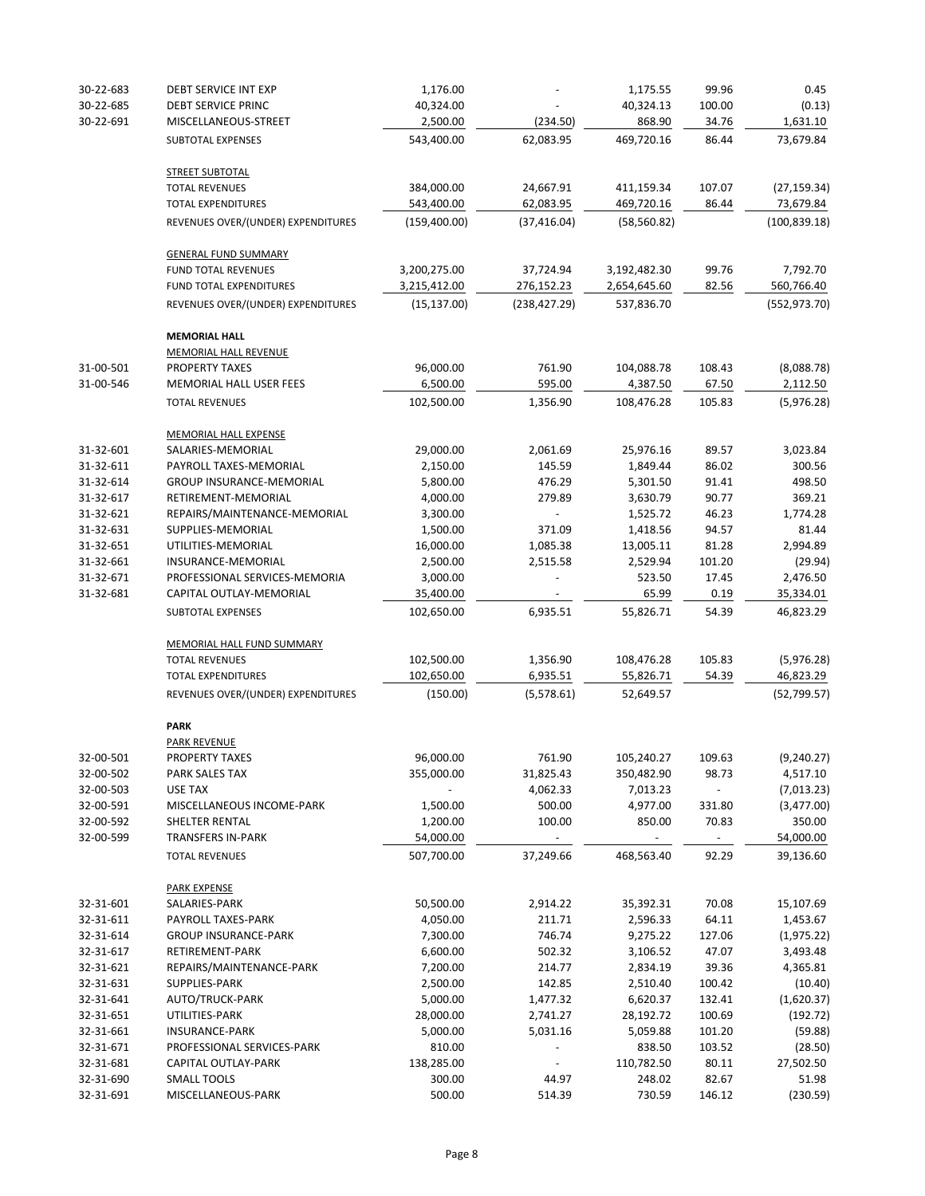| | | | | | | |
|---|---|---|---|---|---|---|
| 30-22-683 | DEBT SERVICE INT EXP | 1,176.00 | - | 1,175.55 | 99.96 | 0.45 |
| 30-22-685 | DEBT SERVICE PRINC | 40,324.00 | - | 40,324.13 | 100.00 | (0.13) |
| 30-22-691 | MISCELLANEOUS-STREET | 2,500.00 | (234.50) | 868.90 | 34.76 | 1,631.10 |
| | SUBTOTAL EXPENSES | 543,400.00 | 62,083.95 | 469,720.16 | 86.44 | 73,679.84 |
| | | | | | | |
| | STREET SUBTOTAL | | | | | |
| | TOTAL REVENUES | 384,000.00 | 24,667.91 | 411,159.34 | 107.07 | (27,159.34) |
| | TOTAL EXPENDITURES | 543,400.00 | 62,083.95 | 469,720.16 | 86.44 | 73,679.84 |
| | REVENUES OVER/(UNDER) EXPENDITURES | (159,400.00) | (37,416.04) | (58,560.82) | | (100,839.18) |
| | | | | | | |
| | GENERAL FUND SUMMARY | | | | | |
| | FUND TOTAL REVENUES | 3,200,275.00 | 37,724.94 | 3,192,482.30 | 99.76 | 7,792.70 |
| | FUND TOTAL EXPENDITURES | 3,215,412.00 | 276,152.23 | 2,654,645.60 | 82.56 | 560,766.40 |
| | REVENUES OVER/(UNDER) EXPENDITURES | (15,137.00) | (238,427.29) | 537,836.70 | | (552,973.70) |
| | | | | | | |
| | **MEMORIAL HALL** | | | | | |
| | MEMORIAL HALL REVENUE | | | | | |
| 31-00-501 | PROPERTY TAXES | 96,000.00 | 761.90 | 104,088.78 | 108.43 | (8,088.78) |
| 31-00-546 | MEMORIAL HALL USER FEES | 6,500.00 | 595.00 | 4,387.50 | 67.50 | 2,112.50 |
| | TOTAL REVENUES | 102,500.00 | 1,356.90 | 108,476.28 | 105.83 | (5,976.28) |
| | | | | | | |
| | MEMORIAL HALL EXPENSE | | | | | |
| 31-32-601 | SALARIES-MEMORIAL | 29,000.00 | 2,061.69 | 25,976.16 | 89.57 | 3,023.84 |
| 31-32-611 | PAYROLL TAXES-MEMORIAL | 2,150.00 | 145.59 | 1,849.44 | 86.02 | 300.56 |
| 31-32-614 | GROUP INSURANCE-MEMORIAL | 5,800.00 | 476.29 | 5,301.50 | 91.41 | 498.50 |
| 31-32-617 | RETIREMENT-MEMORIAL | 4,000.00 | 279.89 | 3,630.79 | 90.77 | 369.21 |
| 31-32-621 | REPAIRS/MAINTENANCE-MEMORIAL | 3,300.00 | - | 1,525.72 | 46.23 | 1,774.28 |
| 31-32-631 | SUPPLIES-MEMORIAL | 1,500.00 | 371.09 | 1,418.56 | 94.57 | 81.44 |
| 31-32-651 | UTILITIES-MEMORIAL | 16,000.00 | 1,085.38 | 13,005.11 | 81.28 | 2,994.89 |
| 31-32-661 | INSURANCE-MEMORIAL | 2,500.00 | 2,515.58 | 2,529.94 | 101.20 | (29.94) |
| 31-32-671 | PROFESSIONAL SERVICES-MEMORIA | 3,000.00 | - | 523.50 | 17.45 | 2,476.50 |
| 31-32-681 | CAPITAL OUTLAY-MEMORIAL | 35,400.00 | - | 65.99 | 0.19 | 35,334.01 |
| | SUBTOTAL EXPENSES | 102,650.00 | 6,935.51 | 55,826.71 | 54.39 | 46,823.29 |
| | | | | | | |
| | MEMORIAL HALL FUND SUMMARY | | | | | |
| | TOTAL REVENUES | 102,500.00 | 1,356.90 | 108,476.28 | 105.83 | (5,976.28) |
| | TOTAL EXPENDITURES | 102,650.00 | 6,935.51 | 55,826.71 | 54.39 | 46,823.29 |
| | REVENUES OVER/(UNDER) EXPENDITURES | (150.00) | (5,578.61) | 52,649.57 | | (52,799.57) |
| | | | | | | |
| | **PARK** | | | | | |
| | PARK REVENUE | | | | | |
| 32-00-501 | PROPERTY TAXES | 96,000.00 | 761.90 | 105,240.27 | 109.63 | (9,240.27) |
| 32-00-502 | PARK SALES TAX | 355,000.00 | 31,825.43 | 350,482.90 | 98.73 | 4,517.10 |
| 32-00-503 | USE TAX | | 4,062.33 | 7,013.23 | - | (7,013.23) |
| 32-00-591 | MISCELLANEOUS INCOME-PARK | 1,500.00 | 500.00 | 4,977.00 | 331.80 | (3,477.00) |
| 32-00-592 | SHELTER RENTAL | 1,200.00 | 100.00 | 850.00 | 70.83 | 350.00 |
| 32-00-599 | TRANSFERS IN-PARK | 54,000.00 | - | - | - | 54,000.00 |
| | TOTAL REVENUES | 507,700.00 | 37,249.66 | 468,563.40 | 92.29 | 39,136.60 |
| | | | | | | |
| | PARK EXPENSE | | | | | |
| 32-31-601 | SALARIES-PARK | 50,500.00 | 2,914.22 | 35,392.31 | 70.08 | 15,107.69 |
| 32-31-611 | PAYROLL TAXES-PARK | 4,050.00 | 211.71 | 2,596.33 | 64.11 | 1,453.67 |
| 32-31-614 | GROUP INSURANCE-PARK | 7,300.00 | 746.74 | 9,275.22 | 127.06 | (1,975.22) |
| 32-31-617 | RETIREMENT-PARK | 6,600.00 | 502.32 | 3,106.52 | 47.07 | 3,493.48 |
| 32-31-621 | REPAIRS/MAINTENANCE-PARK | 7,200.00 | 214.77 | 2,834.19 | 39.36 | 4,365.81 |
| 32-31-631 | SUPPLIES-PARK | 2,500.00 | 142.85 | 2,510.40 | 100.42 | (10.40) |
| 32-31-641 | AUTO/TRUCK-PARK | 5,000.00 | 1,477.32 | 6,620.37 | 132.41 | (1,620.37) |
| 32-31-651 | UTILITIES-PARK | 28,000.00 | 2,741.27 | 28,192.72 | 100.69 | (192.72) |
| 32-31-661 | INSURANCE-PARK | 5,000.00 | 5,031.16 | 5,059.88 | 101.20 | (59.88) |
| 32-31-671 | PROFESSIONAL SERVICES-PARK | 810.00 | - | 838.50 | 103.52 | (28.50) |
| 32-31-681 | CAPITAL OUTLAY-PARK | 138,285.00 | - | 110,782.50 | 80.11 | 27,502.50 |
| 32-31-690 | SMALL TOOLS | 300.00 | 44.97 | 248.02 | 82.67 | 51.98 |
| 32-31-691 | MISCELLANEOUS-PARK | 500.00 | 514.39 | 730.59 | 146.12 | (230.59) |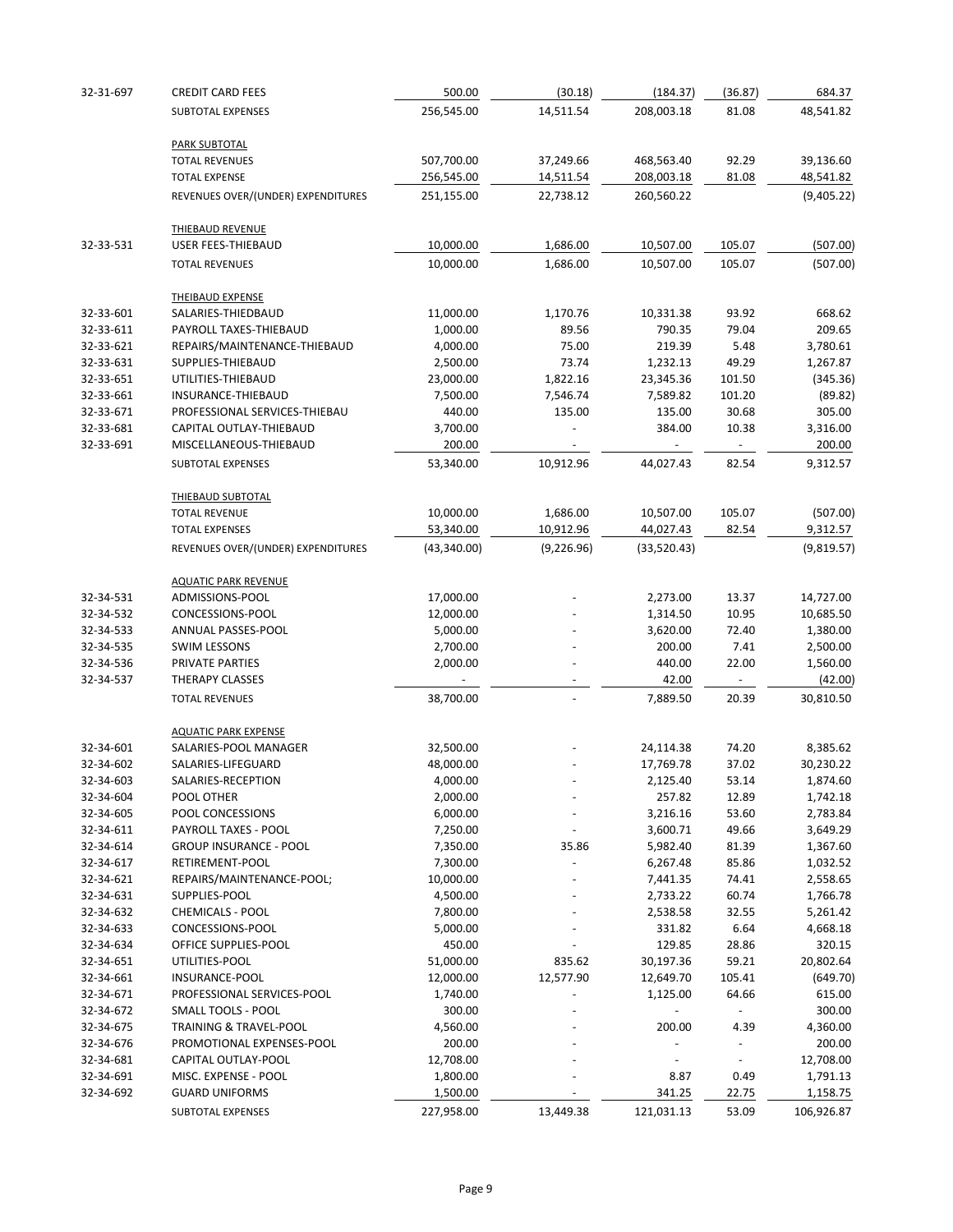| | | | | | | |
|---|---|---|---|---|---|---|
| 32-31-697 | CREDIT CARD FEES | 500.00 | (30.18) | (184.37) | (36.87) | 684.37 |
| | SUBTOTAL EXPENSES | 256,545.00 | 14,511.54 | 208,003.18 | 81.08 | 48,541.82 |
| | | | | | | |
| | PARK SUBTOTAL | | | | | |
| | TOTAL REVENUES | 507,700.00 | 37,249.66 | 468,563.40 | 92.29 | 39,136.60 |
| | TOTAL EXPENSE | 256,545.00 | 14,511.54 | 208,003.18 | 81.08 | 48,541.82 |
| | REVENUES OVER/(UNDER) EXPENDITURES | 251,155.00 | 22,738.12 | 260,560.22 | | (9,405.22) |
| | | | | | | |
| | THIEBAUD REVENUE | | | | | |
| 32-33-531 | USER FEES-THIEBAUD | 10,000.00 | 1,686.00 | 10,507.00 | 105.07 | (507.00) |
| | TOTAL REVENUES | 10,000.00 | 1,686.00 | 10,507.00 | 105.07 | (507.00) |
| | | | | | | |
| | THEIBAUD EXPENSE | | | | | |
| 32-33-601 | SALARIES-THIEDBAUD | 11,000.00 | 1,170.76 | 10,331.38 | 93.92 | 668.62 |
| 32-33-611 | PAYROLL TAXES-THIEBAUD | 1,000.00 | 89.56 | 790.35 | 79.04 | 209.65 |
| 32-33-621 | REPAIRS/MAINTENANCE-THIEBAUD | 4,000.00 | 75.00 | 219.39 | 5.48 | 3,780.61 |
| 32-33-631 | SUPPLIES-THIEBAUD | 2,500.00 | 73.74 | 1,232.13 | 49.29 | 1,267.87 |
| 32-33-651 | UTILITIES-THIEBAUD | 23,000.00 | 1,822.16 | 23,345.36 | 101.50 | (345.36) |
| 32-33-661 | INSURANCE-THIEBAUD | 7,500.00 | 7,546.74 | 7,589.82 | 101.20 | (89.82) |
| 32-33-671 | PROFESSIONAL SERVICES-THIEBAU | 440.00 | 135.00 | 135.00 | 30.68 | 305.00 |
| 32-33-681 | CAPITAL OUTLAY-THIEBAUD | 3,700.00 | - | 384.00 | 10.38 | 3,316.00 |
| 32-33-691 | MISCELLANEOUS-THIEBAUD | 200.00 | - | - | - | 200.00 |
| | SUBTOTAL EXPENSES | 53,340.00 | 10,912.96 | 44,027.43 | 82.54 | 9,312.57 |
| | | | | | | |
| | THIEBAUD SUBTOTAL | | | | | |
| | TOTAL REVENUE | 10,000.00 | 1,686.00 | 10,507.00 | 105.07 | (507.00) |
| | TOTAL EXPENSES | 53,340.00 | 10,912.96 | 44,027.43 | 82.54 | 9,312.57 |
| | REVENUES OVER/(UNDER) EXPENDITURES | (43,340.00) | (9,226.96) | (33,520.43) | | (9,819.57) |
| | | | | | | |
| | AQUATIC PARK REVENUE | | | | | |
| 32-34-531 | ADMISSIONS-POOL | 17,000.00 | - | 2,273.00 | 13.37 | 14,727.00 |
| 32-34-532 | CONCESSIONS-POOL | 12,000.00 | - | 1,314.50 | 10.95 | 10,685.50 |
| 32-34-533 | ANNUAL PASSES-POOL | 5,000.00 | - | 3,620.00 | 72.40 | 1,380.00 |
| 32-34-535 | SWIM LESSONS | 2,700.00 | - | 200.00 | 7.41 | 2,500.00 |
| 32-34-536 | PRIVATE PARTIES | 2,000.00 | - | 440.00 | 22.00 | 1,560.00 |
| 32-34-537 | THERAPY CLASSES | - | - | 42.00 | - | (42.00) |
| | TOTAL REVENUES | 38,700.00 | - | 7,889.50 | 20.39 | 30,810.50 |
| | | | | | | |
| | AQUATIC PARK EXPENSE | | | | | |
| 32-34-601 | SALARIES-POOL MANAGER | 32,500.00 | - | 24,114.38 | 74.20 | 8,385.62 |
| 32-34-602 | SALARIES-LIFEGUARD | 48,000.00 | - | 17,769.78 | 37.02 | 30,230.22 |
| 32-34-603 | SALARIES-RECEPTION | 4,000.00 | - | 2,125.40 | 53.14 | 1,874.60 |
| 32-34-604 | POOL OTHER | 2,000.00 | - | 257.82 | 12.89 | 1,742.18 |
| 32-34-605 | POOL CONCESSIONS | 6,000.00 | - | 3,216.16 | 53.60 | 2,783.84 |
| 32-34-611 | PAYROLL TAXES - POOL | 7,250.00 | - | 3,600.71 | 49.66 | 3,649.29 |
| 32-34-614 | GROUP INSURANCE - POOL | 7,350.00 | 35.86 | 5,982.40 | 81.39 | 1,367.60 |
| 32-34-617 | RETIREMENT-POOL | 7,300.00 | - | 6,267.48 | 85.86 | 1,032.52 |
| 32-34-621 | REPAIRS/MAINTENANCE-POOL; | 10,000.00 | - | 7,441.35 | 74.41 | 2,558.65 |
| 32-34-631 | SUPPLIES-POOL | 4,500.00 | - | 2,733.22 | 60.74 | 1,766.78 |
| 32-34-632 | CHEMICALS - POOL | 7,800.00 | - | 2,538.58 | 32.55 | 5,261.42 |
| 32-34-633 | CONCESSIONS-POOL | 5,000.00 | - | 331.82 | 6.64 | 4,668.18 |
| 32-34-634 | OFFICE SUPPLIES-POOL | 450.00 | - | 129.85 | 28.86 | 320.15 |
| 32-34-651 | UTILITIES-POOL | 51,000.00 | 835.62 | 30,197.36 | 59.21 | 20,802.64 |
| 32-34-661 | INSURANCE-POOL | 12,000.00 | 12,577.90 | 12,649.70 | 105.41 | (649.70) |
| 32-34-671 | PROFESSIONAL SERVICES-POOL | 1,740.00 | - | 1,125.00 | 64.66 | 615.00 |
| 32-34-672 | SMALL TOOLS - POOL | 300.00 | - | - | - | 300.00 |
| 32-34-675 | TRAINING & TRAVEL-POOL | 4,560.00 | - | 200.00 | 4.39 | 4,360.00 |
| 32-34-676 | PROMOTIONAL EXPENSES-POOL | 200.00 | - | - | - | 200.00 |
| 32-34-681 | CAPITAL OUTLAY-POOL | 12,708.00 | - | - | - | 12,708.00 |
| 32-34-691 | MISC. EXPENSE - POOL | 1,800.00 | - | 8.87 | 0.49 | 1,791.13 |
| 32-34-692 | GUARD UNIFORMS | 1,500.00 | - | 341.25 | 22.75 | 1,158.75 |
| | SUBTOTAL EXPENSES | 227,958.00 | 13,449.38 | 121,031.13 | 53.09 | 106,926.87 |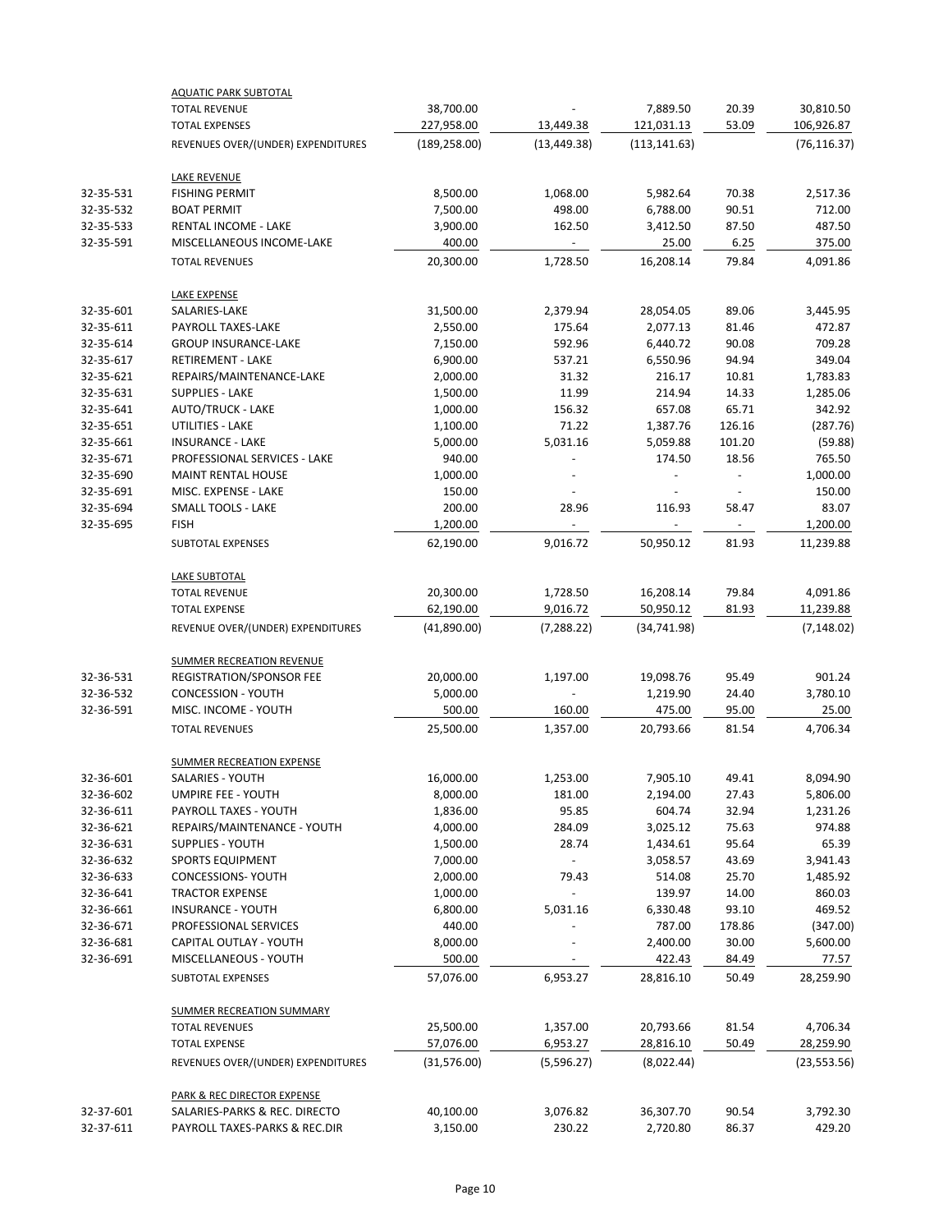| Account | Description | Budget | Current Month | Year to Date | % | Remaining |
|---|---|---|---|---|---|---|
| | AQUATIC PARK SUBTOTAL | | | | | |
| | TOTAL REVENUE | 38,700.00 | - | 7,889.50 | 20.39 | 30,810.50 |
| | TOTAL EXPENSES | 227,958.00 | 13,449.38 | 121,031.13 | 53.09 | 106,926.87 |
| | REVENUES OVER/(UNDER) EXPENDITURES | (189,258.00) | (13,449.38) | (113,141.63) | | (76,116.37) |
| | LAKE REVENUE | | | | | |
| 32-35-531 | FISHING PERMIT | 8,500.00 | 1,068.00 | 5,982.64 | 70.38 | 2,517.36 |
| 32-35-532 | BOAT PERMIT | 7,500.00 | 498.00 | 6,788.00 | 90.51 | 712.00 |
| 32-35-533 | RENTAL INCOME - LAKE | 3,900.00 | 162.50 | 3,412.50 | 87.50 | 487.50 |
| 32-35-591 | MISCELLANEOUS INCOME-LAKE | 400.00 | - | 25.00 | 6.25 | 375.00 |
| | TOTAL REVENUES | 20,300.00 | 1,728.50 | 16,208.14 | 79.84 | 4,091.86 |
| | LAKE EXPENSE | | | | | |
| 32-35-601 | SALARIES-LAKE | 31,500.00 | 2,379.94 | 28,054.05 | 89.06 | 3,445.95 |
| 32-35-611 | PAYROLL TAXES-LAKE | 2,550.00 | 175.64 | 2,077.13 | 81.46 | 472.87 |
| 32-35-614 | GROUP INSURANCE-LAKE | 7,150.00 | 592.96 | 6,440.72 | 90.08 | 709.28 |
| 32-35-617 | RETIREMENT - LAKE | 6,900.00 | 537.21 | 6,550.96 | 94.94 | 349.04 |
| 32-35-621 | REPAIRS/MAINTENANCE-LAKE | 2,000.00 | 31.32 | 216.17 | 10.81 | 1,783.83 |
| 32-35-631 | SUPPLIES - LAKE | 1,500.00 | 11.99 | 214.94 | 14.33 | 1,285.06 |
| 32-35-641 | AUTO/TRUCK - LAKE | 1,000.00 | 156.32 | 657.08 | 65.71 | 342.92 |
| 32-35-651 | UTILITIES - LAKE | 1,100.00 | 71.22 | 1,387.76 | 126.16 | (287.76) |
| 32-35-661 | INSURANCE - LAKE | 5,000.00 | 5,031.16 | 5,059.88 | 101.20 | (59.88) |
| 32-35-671 | PROFESSIONAL SERVICES - LAKE | 940.00 | - | 174.50 | 18.56 | 765.50 |
| 32-35-690 | MAINT RENTAL HOUSE | 1,000.00 | - | - | - | 1,000.00 |
| 32-35-691 | MISC. EXPENSE - LAKE | 150.00 | - | - | - | 150.00 |
| 32-35-694 | SMALL TOOLS - LAKE | 200.00 | 28.96 | 116.93 | 58.47 | 83.07 |
| 32-35-695 | FISH | 1,200.00 | - | - | - | 1,200.00 |
| | SUBTOTAL EXPENSES | 62,190.00 | 9,016.72 | 50,950.12 | 81.93 | 11,239.88 |
| | LAKE SUBTOTAL | | | | | |
| | TOTAL REVENUE | 20,300.00 | 1,728.50 | 16,208.14 | 79.84 | 4,091.86 |
| | TOTAL EXPENSE | 62,190.00 | 9,016.72 | 50,950.12 | 81.93 | 11,239.88 |
| | REVENUE OVER/(UNDER) EXPENDITURES | (41,890.00) | (7,288.22) | (34,741.98) | | (7,148.02) |
| | SUMMER RECREATION REVENUE | | | | | |
| 32-36-531 | REGISTRATION/SPONSOR FEE | 20,000.00 | 1,197.00 | 19,098.76 | 95.49 | 901.24 |
| 32-36-532 | CONCESSION - YOUTH | 5,000.00 | - | 1,219.90 | 24.40 | 3,780.10 |
| 32-36-591 | MISC. INCOME - YOUTH | 500.00 | 160.00 | 475.00 | 95.00 | 25.00 |
| | TOTAL REVENUES | 25,500.00 | 1,357.00 | 20,793.66 | 81.54 | 4,706.34 |
| | SUMMER RECREATION EXPENSE | | | | | |
| 32-36-601 | SALARIES - YOUTH | 16,000.00 | 1,253.00 | 7,905.10 | 49.41 | 8,094.90 |
| 32-36-602 | UMPIRE FEE - YOUTH | 8,000.00 | 181.00 | 2,194.00 | 27.43 | 5,806.00 |
| 32-36-611 | PAYROLL TAXES - YOUTH | 1,836.00 | 95.85 | 604.74 | 32.94 | 1,231.26 |
| 32-36-621 | REPAIRS/MAINTENANCE - YOUTH | 4,000.00 | 284.09 | 3,025.12 | 75.63 | 974.88 |
| 32-36-631 | SUPPLIES - YOUTH | 1,500.00 | 28.74 | 1,434.61 | 95.64 | 65.39 |
| 32-36-632 | SPORTS EQUIPMENT | 7,000.00 | - | 3,058.57 | 43.69 | 3,941.43 |
| 32-36-633 | CONCESSIONS- YOUTH | 2,000.00 | 79.43 | 514.08 | 25.70 | 1,485.92 |
| 32-36-641 | TRACTOR EXPENSE | 1,000.00 | - | 139.97 | 14.00 | 860.03 |
| 32-36-661 | INSURANCE - YOUTH | 6,800.00 | 5,031.16 | 6,330.48 | 93.10 | 469.52 |
| 32-36-671 | PROFESSIONAL SERVICES | 440.00 | - | 787.00 | 178.86 | (347.00) |
| 32-36-681 | CAPITAL OUTLAY - YOUTH | 8,000.00 | - | 2,400.00 | 30.00 | 5,600.00 |
| 32-36-691 | MISCELLANEOUS - YOUTH | 500.00 | - | 422.43 | 84.49 | 77.57 |
| | SUBTOTAL EXPENSES | 57,076.00 | 6,953.27 | 28,816.10 | 50.49 | 28,259.90 |
| | SUMMER RECREATION SUMMARY | | | | | |
| | TOTAL REVENUES | 25,500.00 | 1,357.00 | 20,793.66 | 81.54 | 4,706.34 |
| | TOTAL EXPENSE | 57,076.00 | 6,953.27 | 28,816.10 | 50.49 | 28,259.90 |
| | REVENUES OVER/(UNDER) EXPENDITURES | (31,576.00) | (5,596.27) | (8,022.44) | | (23,553.56) |
| | PARK & REC DIRECTOR EXPENSE | | | | | |
| 32-37-601 | SALARIES-PARKS & REC. DIRECTO | 40,100.00 | 3,076.82 | 36,307.70 | 90.54 | 3,792.30 |
| 32-37-611 | PAYROLL TAXES-PARKS & REC.DIR | 3,150.00 | 230.22 | 2,720.80 | 86.37 | 429.20 |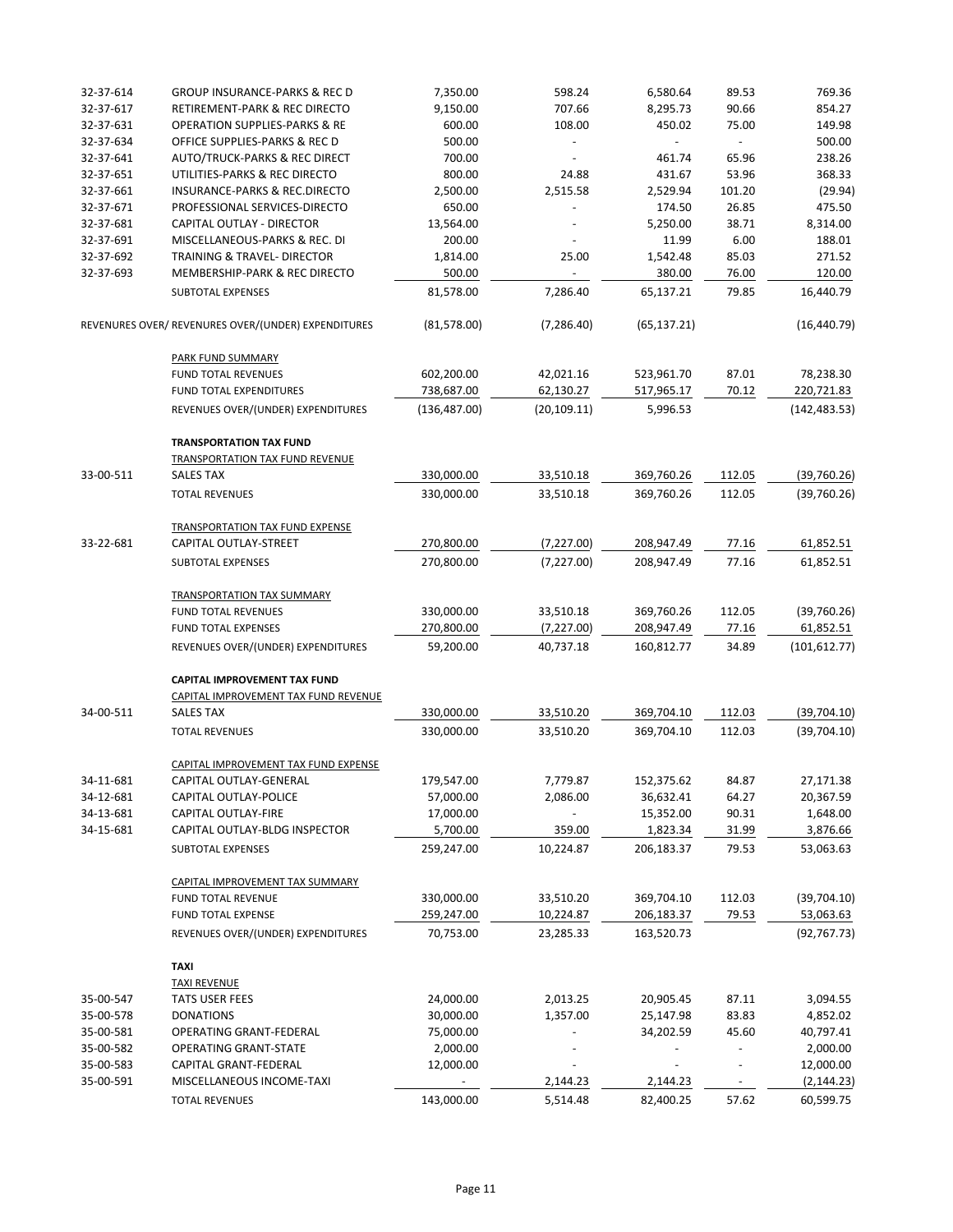| | | | | | | |
|---|---|---|---|---|---|---|
| 32-37-614 | GROUP INSURANCE-PARKS & REC D | 7,350.00 | 598.24 | 6,580.64 | 89.53 | 769.36 |
| 32-37-617 | RETIREMENT-PARK & REC DIRECTO | 9,150.00 | 707.66 | 8,295.73 | 90.66 | 854.27 |
| 32-37-631 | OPERATION SUPPLIES-PARKS & RE | 600.00 | 108.00 | 450.02 | 75.00 | 149.98 |
| 32-37-634 | OFFICE SUPPLIES-PARKS & REC D | 500.00 | - | - | - | 500.00 |
| 32-37-641 | AUTO/TRUCK-PARKS & REC DIRECT | 700.00 | - | 461.74 | 65.96 | 238.26 |
| 32-37-651 | UTILITIES-PARKS & REC DIRECTO | 800.00 | 24.88 | 431.67 | 53.96 | 368.33 |
| 32-37-661 | INSURANCE-PARKS & REC.DIRECTO | 2,500.00 | 2,515.58 | 2,529.94 | 101.20 | (29.94) |
| 32-37-671 | PROFESSIONAL SERVICES-DIRECTO | 650.00 | - | 174.50 | 26.85 | 475.50 |
| 32-37-681 | CAPITAL OUTLAY - DIRECTOR | 13,564.00 | - | 5,250.00 | 38.71 | 8,314.00 |
| 32-37-691 | MISCELLANEOUS-PARKS & REC. DI | 200.00 | - | 11.99 | 6.00 | 188.01 |
| 32-37-692 | TRAINING & TRAVEL- DIRECTOR | 1,814.00 | 25.00 | 1,542.48 | 85.03 | 271.52 |
| 32-37-693 | MEMBERSHIP-PARK & REC DIRECTO | 500.00 | - | 380.00 | 76.00 | 120.00 |
| | SUBTOTAL EXPENSES | 81,578.00 | 7,286.40 | 65,137.21 | 79.85 | 16,440.79 |
| | REVENUES OVER/ REVENUES OVER/(UNDER) EXPENDITURES | (81,578.00) | (7,286.40) | (65,137.21) | | (16,440.79) |
| | PARK FUND SUMMARY | | | | | |
| | FUND TOTAL REVENUES | 602,200.00 | 42,021.16 | 523,961.70 | 87.01 | 78,238.30 |
| | FUND TOTAL EXPENDITURES | 738,687.00 | 62,130.27 | 517,965.17 | 70.12 | 220,721.83 |
| | REVENUES OVER/(UNDER) EXPENDITURES | (136,487.00) | (20,109.11) | 5,996.53 | | (142,483.53) |
| | **TRANSPORTATION TAX FUND** | | | | | |
| | TRANSPORTATION TAX FUND REVENUE | | | | | |
| 33-00-511 | SALES TAX | 330,000.00 | 33,510.18 | 369,760.26 | 112.05 | (39,760.26) |
| | TOTAL REVENUES | 330,000.00 | 33,510.18 | 369,760.26 | 112.05 | (39,760.26) |
| | TRANSPORTATION TAX FUND EXPENSE | | | | | |
| 33-22-681 | CAPITAL OUTLAY-STREET | 270,800.00 | (7,227.00) | 208,947.49 | 77.16 | 61,852.51 |
| | SUBTOTAL EXPENSES | 270,800.00 | (7,227.00) | 208,947.49 | 77.16 | 61,852.51 |
| | TRANSPORTATION TAX SUMMARY | | | | | |
| | FUND TOTAL REVENUES | 330,000.00 | 33,510.18 | 369,760.26 | 112.05 | (39,760.26) |
| | FUND TOTAL EXPENSES | 270,800.00 | (7,227.00) | 208,947.49 | 77.16 | 61,852.51 |
| | REVENUES OVER/(UNDER) EXPENDITURES | 59,200.00 | 40,737.18 | 160,812.77 | 34.89 | (101,612.77) |
| | **CAPITAL IMPROVEMENT TAX FUND** | | | | | |
| | CAPITAL IMPROVEMENT TAX FUND REVENUE | | | | | |
| 34-00-511 | SALES TAX | 330,000.00 | 33,510.20 | 369,704.10 | 112.03 | (39,704.10) |
| | TOTAL REVENUES | 330,000.00 | 33,510.20 | 369,704.10 | 112.03 | (39,704.10) |
| | CAPITAL IMPROVEMENT TAX FUND EXPENSE | | | | | |
| 34-11-681 | CAPITAL OUTLAY-GENERAL | 179,547.00 | 7,779.87 | 152,375.62 | 84.87 | 27,171.38 |
| 34-12-681 | CAPITAL OUTLAY-POLICE | 57,000.00 | 2,086.00 | 36,632.41 | 64.27 | 20,367.59 |
| 34-13-681 | CAPITAL OUTLAY-FIRE | 17,000.00 | - | 15,352.00 | 90.31 | 1,648.00 |
| 34-15-681 | CAPITAL OUTLAY-BLDG INSPECTOR | 5,700.00 | 359.00 | 1,823.34 | 31.99 | 3,876.66 |
| | SUBTOTAL EXPENSES | 259,247.00 | 10,224.87 | 206,183.37 | 79.53 | 53,063.63 |
| | CAPITAL IMPROVEMENT TAX SUMMARY | | | | | |
| | FUND TOTAL REVENUE | 330,000.00 | 33,510.20 | 369,704.10 | 112.03 | (39,704.10) |
| | FUND TOTAL EXPENSE | 259,247.00 | 10,224.87 | 206,183.37 | 79.53 | 53,063.63 |
| | REVENUES OVER/(UNDER) EXPENDITURES | 70,753.00 | 23,285.33 | 163,520.73 | | (92,767.73) |
| | **TAXI** | | | | | |
| | TAXI REVENUE | | | | | |
| 35-00-547 | TATS USER FEES | 24,000.00 | 2,013.25 | 20,905.45 | 87.11 | 3,094.55 |
| 35-00-578 | DONATIONS | 30,000.00 | 1,357.00 | 25,147.98 | 83.83 | 4,852.02 |
| 35-00-581 | OPERATING GRANT-FEDERAL | 75,000.00 | - | 34,202.59 | 45.60 | 40,797.41 |
| 35-00-582 | OPERATING GRANT-STATE | 2,000.00 | - | - | - | 2,000.00 |
| 35-00-583 | CAPITAL GRANT-FEDERAL | 12,000.00 | - | - | - | 12,000.00 |
| 35-00-591 | MISCELLANEOUS INCOME-TAXI | - | 2,144.23 | 2,144.23 | - | (2,144.23) |
| | TOTAL REVENUES | 143,000.00 | 5,514.48 | 82,400.25 | 57.62 | 60,599.75 |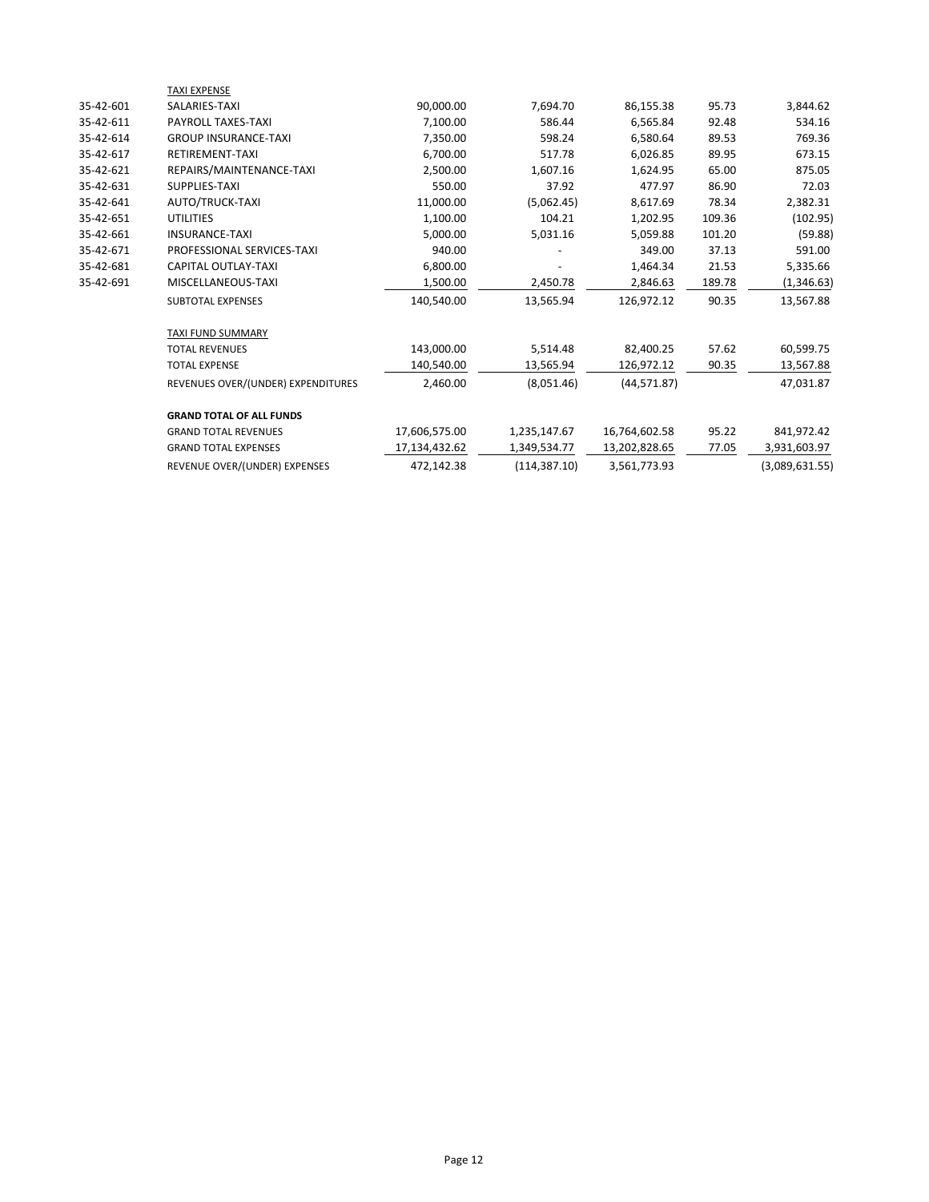| | | | | | | |
|---|---|---|---|---|---|---|
| | TAXI EXPENSE | | | | | |
| 35-42-601 | SALARIES-TAXI | 90,000.00 | 7,694.70 | 86,155.38 | 95.73 | 3,844.62 |
| 35-42-611 | PAYROLL TAXES-TAXI | 7,100.00 | 586.44 | 6,565.84 | 92.48 | 534.16 |
| 35-42-614 | GROUP INSURANCE-TAXI | 7,350.00 | 598.24 | 6,580.64 | 89.53 | 769.36 |
| 35-42-617 | RETIREMENT-TAXI | 6,700.00 | 517.78 | 6,026.85 | 89.95 | 673.15 |
| 35-42-621 | REPAIRS/MAINTENANCE-TAXI | 2,500.00 | 1,607.16 | 1,624.95 | 65.00 | 875.05 |
| 35-42-631 | SUPPLIES-TAXI | 550.00 | 37.92 | 477.97 | 86.90 | 72.03 |
| 35-42-641 | AUTO/TRUCK-TAXI | 11,000.00 | (5,062.45) | 8,617.69 | 78.34 | 2,382.31 |
| 35-42-651 | UTILITIES | 1,100.00 | 104.21 | 1,202.95 | 109.36 | (102.95) |
| 35-42-661 | INSURANCE-TAXI | 5,000.00 | 5,031.16 | 5,059.88 | 101.20 | (59.88) |
| 35-42-671 | PROFESSIONAL SERVICES-TAXI | 940.00 | - | 349.00 | 37.13 | 591.00 |
| 35-42-681 | CAPITAL OUTLAY-TAXI | 6,800.00 | - | 1,464.34 | 21.53 | 5,335.66 |
| 35-42-691 | MISCELLANEOUS-TAXI | 1,500.00 | 2,450.78 | 2,846.63 | 189.78 | (1,346.63) |
| | SUBTOTAL EXPENSES | 140,540.00 | 13,565.94 | 126,972.12 | 90.35 | 13,567.88 |
| | TAXI FUND SUMMARY | | | | | |
| | TOTAL REVENUES | 143,000.00 | 5,514.48 | 82,400.25 | 57.62 | 60,599.75 |
| | TOTAL EXPENSE | 140,540.00 | 13,565.94 | 126,972.12 | 90.35 | 13,567.88 |
| | REVENUES OVER/(UNDER) EXPENDITURES | 2,460.00 | (8,051.46) | (44,571.87) | | 47,031.87 |
| | **GRAND TOTAL OF ALL FUNDS** | | | | | |
| | GRAND TOTAL REVENUES | 17,606,575.00 | 1,235,147.67 | 16,764,602.58 | 95.22 | 841,972.42 |
| | GRAND TOTAL EXPENSES | 17,134,432.62 | 1,349,534.77 | 13,202,828.65 | 77.05 | 3,931,603.97 |
| | REVENUE OVER/(UNDER) EXPENSES | 472,142.38 | (114,387.10) | 3,561,773.93 | | (3,089,631.55) |